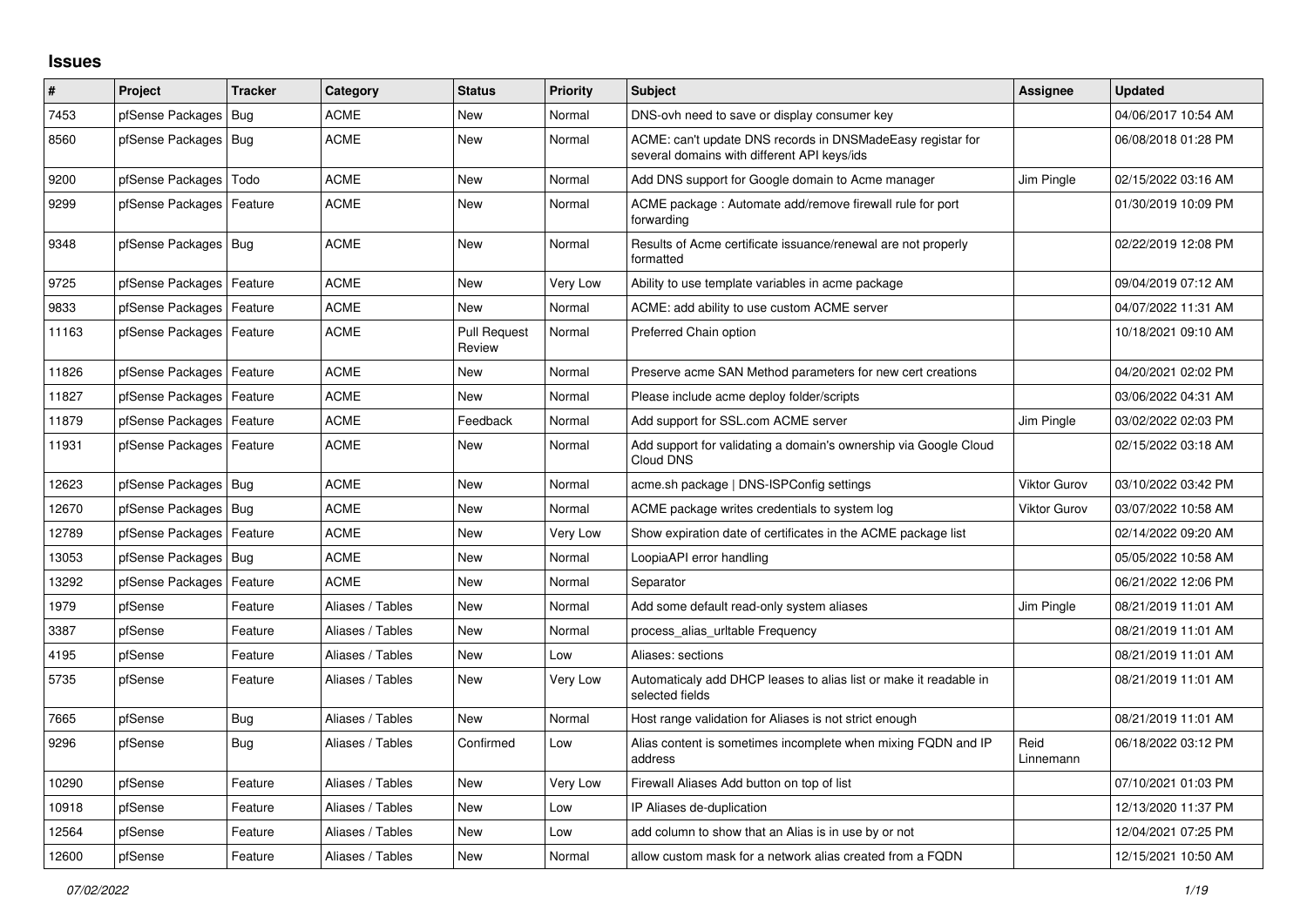# Issues

| # | Project | Tracker | Category | Status | Priority | Subject | Assignee | Updated |
|---|---|---|---|---|---|---|---|---|
| 7453 | pfSense Packages | Bug | ACME | New | Normal | DNS-ovh need to save or display consumer key | | 04/06/2017 10:54 AM |
| 8560 | pfSense Packages | Bug | ACME | New | Normal | ACME: can't update DNS records in DNSMadeEasy registar for several domains with different API keys/ids | | 06/08/2018 01:28 PM |
| 9200 | pfSense Packages | Todo | ACME | New | Normal | Add DNS support for Google domain to Acme manager | Jim Pingle | 02/15/2022 03:16 AM |
| 9299 | pfSense Packages | Feature | ACME | New | Normal | ACME package : Automate add/remove firewall rule for port forwarding | | 01/30/2019 10:09 PM |
| 9348 | pfSense Packages | Bug | ACME | New | Normal | Results of Acme certificate issuance/renewal are not properly formatted | | 02/22/2019 12:08 PM |
| 9725 | pfSense Packages | Feature | ACME | New | Very Low | Ability to use template variables in acme package | | 09/04/2019 07:12 AM |
| 9833 | pfSense Packages | Feature | ACME | New | Normal | ACME: add ability to use custom ACME server | | 04/07/2022 11:31 AM |
| 11163 | pfSense Packages | Feature | ACME | Pull Request Review | Normal | Preferred Chain option | | 10/18/2021 09:10 AM |
| 11826 | pfSense Packages | Feature | ACME | New | Normal | Preserve acme SAN Method parameters for new cert creations | | 04/20/2021 02:02 PM |
| 11827 | pfSense Packages | Feature | ACME | New | Normal | Please include acme deploy folder/scripts | | 03/06/2022 04:31 AM |
| 11879 | pfSense Packages | Feature | ACME | Feedback | Normal | Add support for SSL.com ACME server | Jim Pingle | 03/02/2022 02:03 PM |
| 11931 | pfSense Packages | Feature | ACME | New | Normal | Add support for validating a domain's ownership via Google Cloud Cloud DNS | | 02/15/2022 03:18 AM |
| 12623 | pfSense Packages | Bug | ACME | New | Normal | acme.sh package \| DNS-ISPConfig settings | Viktor Gurov | 03/10/2022 03:42 PM |
| 12670 | pfSense Packages | Bug | ACME | New | Normal | ACME package writes credentials to system log | Viktor Gurov | 03/07/2022 10:58 AM |
| 12789 | pfSense Packages | Feature | ACME | New | Very Low | Show expiration date of certificates in the ACME package list | | 02/14/2022 09:20 AM |
| 13053 | pfSense Packages | Bug | ACME | New | Normal | LoopiaAPI error handling | | 05/05/2022 10:58 AM |
| 13292 | pfSense Packages | Feature | ACME | New | Normal | Separator | | 06/21/2022 12:06 PM |
| 1979 | pfSense | Feature | Aliases / Tables | New | Normal | Add some default read-only system aliases | Jim Pingle | 08/21/2019 11:01 AM |
| 3387 | pfSense | Feature | Aliases / Tables | New | Normal | process_alias_urltable Frequency | | 08/21/2019 11:01 AM |
| 4195 | pfSense | Feature | Aliases / Tables | New | Low | Aliases: sections | | 08/21/2019 11:01 AM |
| 5735 | pfSense | Feature | Aliases / Tables | New | Very Low | Automaticaly add DHCP leases to alias list or make it readable in selected fields | | 08/21/2019 11:01 AM |
| 7665 | pfSense | Bug | Aliases / Tables | New | Normal | Host range validation for Aliases is not strict enough | | 08/21/2019 11:01 AM |
| 9296 | pfSense | Bug | Aliases / Tables | Confirmed | Low | Alias content is sometimes incomplete when mixing FQDN and IP address | Reid Linnemann | 06/18/2022 03:12 PM |
| 10290 | pfSense | Feature | Aliases / Tables | New | Very Low | Firewall Aliases Add button on top of list | | 07/10/2021 01:03 PM |
| 10918 | pfSense | Feature | Aliases / Tables | New | Low | IP Aliases de-duplication | | 12/13/2020 11:37 PM |
| 12564 | pfSense | Feature | Aliases / Tables | New | Low | add column to show that an Alias is in use by or not | | 12/04/2021 07:25 PM |
| 12600 | pfSense | Feature | Aliases / Tables | New | Normal | allow custom mask for a network alias created from a FQDN | | 12/15/2021 10:50 AM |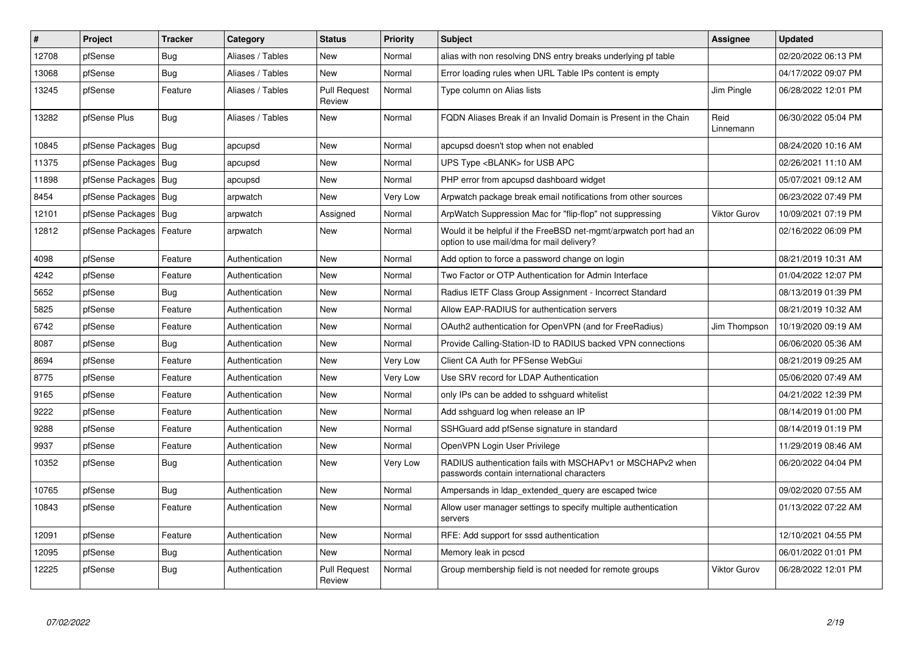| # | Project | Tracker | Category | Status | Priority | Subject | Assignee | Updated |
|---|---|---|---|---|---|---|---|---|
| 12708 | pfSense | Bug | Aliases / Tables | New | Normal | alias with non resolving DNS entry breaks underlying pf table | | 02/20/2022 06:13 PM |
| 13068 | pfSense | Bug | Aliases / Tables | New | Normal | Error loading rules when URL Table IPs content is empty | | 04/17/2022 09:07 PM |
| 13245 | pfSense | Feature | Aliases / Tables | Pull Request Review | Normal | Type column on Alias lists | Jim Pingle | 06/28/2022 12:01 PM |
| 13282 | pfSense Plus | Bug | Aliases / Tables | New | Normal | FQDN Aliases Break if an Invalid Domain is Present in the Chain | Reid Linnemann | 06/30/2022 05:04 PM |
| 10845 | pfSense Packages | Bug | apcupsd | New | Normal | apcupsd doesn't stop when not enabled | | 08/24/2020 10:16 AM |
| 11375 | pfSense Packages | Bug | apcupsd | New | Normal | UPS Type <BLANK> for USB APC | | 02/26/2021 11:10 AM |
| 11898 | pfSense Packages | Bug | apcupsd | New | Normal | PHP error from apcupsd dashboard widget | | 05/07/2021 09:12 AM |
| 8454 | pfSense Packages | Bug | arpwatch | New | Very Low | Arpwatch package break email notifications from other sources | | 06/23/2022 07:49 PM |
| 12101 | pfSense Packages | Bug | arpwatch | Assigned | Normal | ArpWatch Suppression Mac for "flip-flop" not suppressing | Viktor Gurov | 10/09/2021 07:19 PM |
| 12812 | pfSense Packages | Feature | arpwatch | New | Normal | Would it be helpful if the FreeBSD net-mgmt/arpwatch port had an option to use mail/dma for mail delivery? | | 02/16/2022 06:09 PM |
| 4098 | pfSense | Feature | Authentication | New | Normal | Add option to force a password change on login | | 08/21/2019 10:31 AM |
| 4242 | pfSense | Feature | Authentication | New | Normal | Two Factor or OTP Authentication for Admin Interface | | 01/04/2022 12:07 PM |
| 5652 | pfSense | Bug | Authentication | New | Normal | Radius IETF Class Group Assignment - Incorrect Standard | | 08/13/2019 01:39 PM |
| 5825 | pfSense | Feature | Authentication | New | Normal | Allow EAP-RADIUS for authentication servers | | 08/21/2019 10:32 AM |
| 6742 | pfSense | Feature | Authentication | New | Normal | OAuth2 authentication for OpenVPN (and for FreeRadius) | Jim Thompson | 10/19/2020 09:19 AM |
| 8087 | pfSense | Bug | Authentication | New | Normal | Provide Calling-Station-ID to RADIUS backed VPN connections | | 06/06/2020 05:36 AM |
| 8694 | pfSense | Feature | Authentication | New | Very Low | Client CA Auth for PFSense WebGui | | 08/21/2019 09:25 AM |
| 8775 | pfSense | Feature | Authentication | New | Very Low | Use SRV record for LDAP Authentication | | 05/06/2020 07:49 AM |
| 9165 | pfSense | Feature | Authentication | New | Normal | only IPs can be added to sshguard whitelist | | 04/21/2022 12:39 PM |
| 9222 | pfSense | Feature | Authentication | New | Normal | Add sshguard log when release an IP | | 08/14/2019 01:00 PM |
| 9288 | pfSense | Feature | Authentication | New | Normal | SSHGuard add pfSense signature in standard | | 08/14/2019 01:19 PM |
| 9937 | pfSense | Feature | Authentication | New | Normal | OpenVPN Login User Privilege | | 11/29/2019 08:46 AM |
| 10352 | pfSense | Bug | Authentication | New | Very Low | RADIUS authentication fails with MSCHAPv1 or MSCHAPv2 when passwords contain international characters | | 06/20/2022 04:04 PM |
| 10765 | pfSense | Bug | Authentication | New | Normal | Ampersands in ldap_extended_query are escaped twice | | 09/02/2020 07:55 AM |
| 10843 | pfSense | Feature | Authentication | New | Normal | Allow user manager settings to specify multiple authentication servers | | 01/13/2022 07:22 AM |
| 12091 | pfSense | Feature | Authentication | New | Normal | RFE: Add support for sssd authentication | | 12/10/2021 04:55 PM |
| 12095 | pfSense | Bug | Authentication | New | Normal | Memory leak in pcscd | | 06/01/2022 01:01 PM |
| 12225 | pfSense | Bug | Authentication | Pull Request Review | Normal | Group membership field is not needed for remote groups | Viktor Gurov | 06/28/2022 12:01 PM |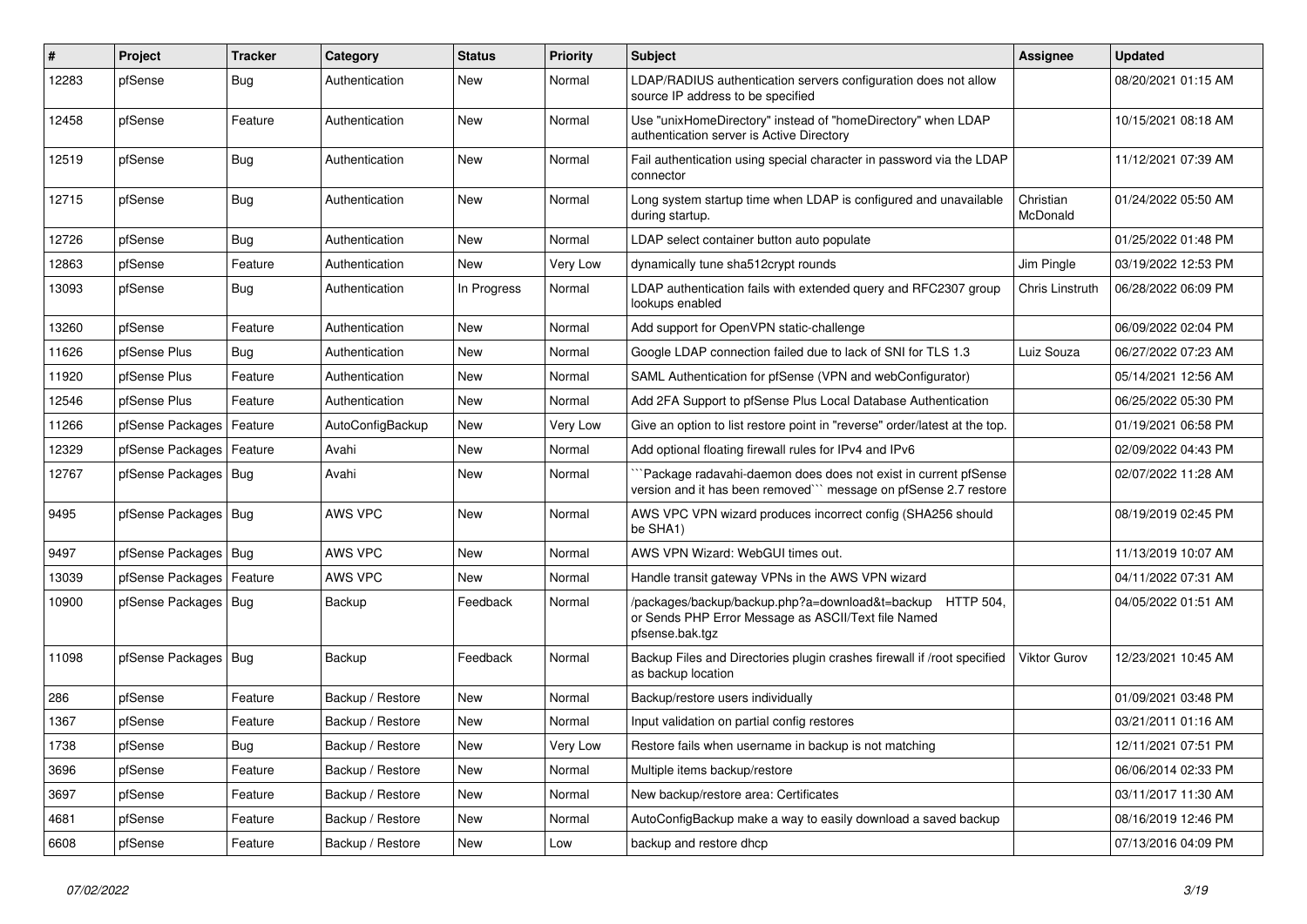| # | Project | Tracker | Category | Status | Priority | Subject | Assignee | Updated |
|---|---|---|---|---|---|---|---|---|
| 12283 | pfSense | Bug | Authentication | New | Normal | LDAP/RADIUS authentication servers configuration does not allow source IP address to be specified | | 08/20/2021 01:15 AM |
| 12458 | pfSense | Feature | Authentication | New | Normal | Use "unixHomeDirectory" instead of "homeDirectory" when LDAP authentication server is Active Directory | | 10/15/2021 08:18 AM |
| 12519 | pfSense | Bug | Authentication | New | Normal | Fail authentication using special character in password via the LDAP connector | | 11/12/2021 07:39 AM |
| 12715 | pfSense | Bug | Authentication | New | Normal | Long system startup time when LDAP is configured and unavailable during startup. | Christian McDonald | 01/24/2022 05:50 AM |
| 12726 | pfSense | Bug | Authentication | New | Normal | LDAP select container button auto populate | | 01/25/2022 01:48 PM |
| 12863 | pfSense | Feature | Authentication | New | Very Low | dynamically tune sha512crypt rounds | Jim Pingle | 03/19/2022 12:53 PM |
| 13093 | pfSense | Bug | Authentication | In Progress | Normal | LDAP authentication fails with extended query and RFC2307 group lookups enabled | Chris Linstruth | 06/28/2022 06:09 PM |
| 13260 | pfSense | Feature | Authentication | New | Normal | Add support for OpenVPN static-challenge | | 06/09/2022 02:04 PM |
| 11626 | pfSense Plus | Bug | Authentication | New | Normal | Google LDAP connection failed due to lack of SNI for TLS 1.3 | Luiz Souza | 06/27/2022 07:23 AM |
| 11920 | pfSense Plus | Feature | Authentication | New | Normal | SAML Authentication for pfSense (VPN and webConfigurator) | | 05/14/2021 12:56 AM |
| 12546 | pfSense Plus | Feature | Authentication | New | Normal | Add 2FA Support to pfSense Plus Local Database Authentication | | 06/25/2022 05:30 PM |
| 11266 | pfSense Packages | Feature | AutoConfigBackup | New | Very Low | Give an option to list restore point in "reverse" order/latest at the top. | | 01/19/2021 06:58 PM |
| 12329 | pfSense Packages | Feature | Avahi | New | Normal | Add optional floating firewall rules for IPv4 and IPv6 | | 02/09/2022 04:43 PM |
| 12767 | pfSense Packages | Bug | Avahi | New | Normal | ```Package radavahi-daemon does does not exist in current pfSense version and it has been removed``` message on pfSense 2.7 restore | | 02/07/2022 11:28 AM |
| 9495 | pfSense Packages | Bug | AWS VPC | New | Normal | AWS VPC VPN wizard produces incorrect config (SHA256 should be SHA1) | | 08/19/2019 02:45 PM |
| 9497 | pfSense Packages | Bug | AWS VPC | New | Normal | AWS VPN Wizard: WebGUI times out. | | 11/13/2019 10:07 AM |
| 13039 | pfSense Packages | Feature | AWS VPC | New | Normal | Handle transit gateway VPNs in the AWS VPN wizard | | 04/11/2022 07:31 AM |
| 10900 | pfSense Packages | Bug | Backup | Feedback | Normal | /packages/backup/backup.php?a=download&t=backup HTTP 504, or Sends PHP Error Message as ASCII/Text file Named pfsense.bak.tgz | | 04/05/2022 01:51 AM |
| 11098 | pfSense Packages | Bug | Backup | Feedback | Normal | Backup Files and Directories plugin crashes firewall if /root specified as backup location | Viktor Gurov | 12/23/2021 10:45 AM |
| 286 | pfSense | Feature | Backup / Restore | New | Normal | Backup/restore users individually | | 01/09/2021 03:48 PM |
| 1367 | pfSense | Feature | Backup / Restore | New | Normal | Input validation on partial config restores | | 03/21/2011 01:16 AM |
| 1738 | pfSense | Bug | Backup / Restore | New | Very Low | Restore fails when username in backup is not matching | | 12/11/2021 07:51 PM |
| 3696 | pfSense | Feature | Backup / Restore | New | Normal | Multiple items backup/restore | | 06/06/2014 02:33 PM |
| 3697 | pfSense | Feature | Backup / Restore | New | Normal | New backup/restore area: Certificates | | 03/11/2017 11:30 AM |
| 4681 | pfSense | Feature | Backup / Restore | New | Normal | AutoConfigBackup make a way to easily download a saved backup | | 08/16/2019 12:46 PM |
| 6608 | pfSense | Feature | Backup / Restore | New | Low | backup and restore dhcp | | 07/13/2016 04:09 PM |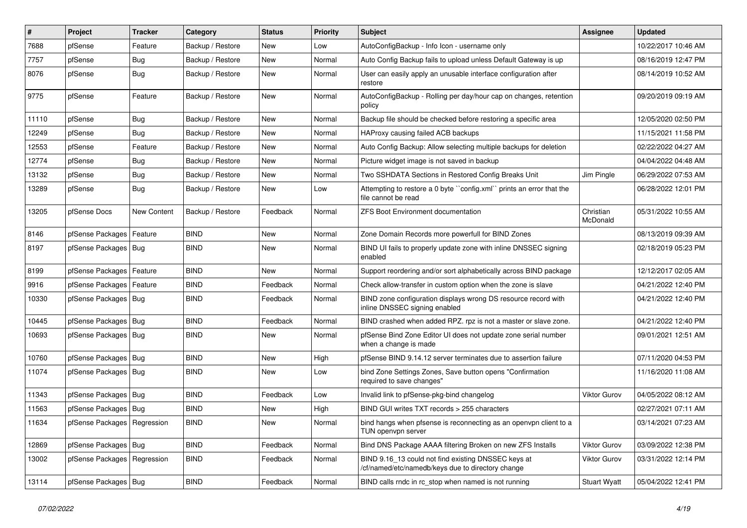| # | Project | Tracker | Category | Status | Priority | Subject | Assignee | Updated |
|---|---|---|---|---|---|---|---|---|
| 7688 | pfSense | Feature | Backup / Restore | New | Low | AutoConfigBackup - Info Icon - username only | | 10/22/2017 10:46 AM |
| 7757 | pfSense | Bug | Backup / Restore | New | Normal | Auto Config Backup fails to upload unless Default Gateway is up | | 08/16/2019 12:47 PM |
| 8076 | pfSense | Bug | Backup / Restore | New | Normal | User can easily apply an unusable interface configuration after restore | | 08/14/2019 10:52 AM |
| 9775 | pfSense | Feature | Backup / Restore | New | Normal | AutoConfigBackup - Rolling per day/hour cap on changes, retention policy | | 09/20/2019 09:19 AM |
| 11110 | pfSense | Bug | Backup / Restore | New | Normal | Backup file should be checked before restoring a specific area | | 12/05/2020 02:50 PM |
| 12249 | pfSense | Bug | Backup / Restore | New | Normal | HAProxy causing failed ACB backups | | 11/15/2021 11:58 PM |
| 12553 | pfSense | Feature | Backup / Restore | New | Normal | Auto Config Backup: Allow selecting multiple backups for deletion | | 02/22/2022 04:27 AM |
| 12774 | pfSense | Bug | Backup / Restore | New | Normal | Picture widget image is not saved in backup | | 04/04/2022 04:48 AM |
| 13132 | pfSense | Bug | Backup / Restore | New | Normal | Two SSHDATA Sections in Restored Config Breaks Unit | Jim Pingle | 06/29/2022 07:53 AM |
| 13289 | pfSense | Bug | Backup / Restore | New | Low | Attempting to restore a 0 byte ``config.xml`` prints an error that the file cannot be read | | 06/28/2022 12:01 PM |
| 13205 | pfSense Docs | New Content | Backup / Restore | Feedback | Normal | ZFS Boot Environment documentation | Christian McDonald | 05/31/2022 10:55 AM |
| 8146 | pfSense Packages | Feature | BIND | New | Normal | Zone Domain Records more powerfull for BIND Zones | | 08/13/2019 09:39 AM |
| 8197 | pfSense Packages | Bug | BIND | New | Normal | BIND UI fails to properly update zone with inline DNSSEC signing enabled | | 02/18/2019 05:23 PM |
| 8199 | pfSense Packages | Feature | BIND | New | Normal | Support reordering and/or sort alphabetically across BIND package | | 12/12/2017 02:05 AM |
| 9916 | pfSense Packages | Feature | BIND | Feedback | Normal | Check allow-transfer in custom option when the zone is slave | | 04/21/2022 12:40 PM |
| 10330 | pfSense Packages | Bug | BIND | Feedback | Normal | BIND zone configuration displays wrong DS resource record with inline DNSSEC signing enabled | | 04/21/2022 12:40 PM |
| 10445 | pfSense Packages | Bug | BIND | Feedback | Normal | BIND crashed when added RPZ. rpz is not a master or slave zone. | | 04/21/2022 12:40 PM |
| 10693 | pfSense Packages | Bug | BIND | New | Normal | pfSense Bind Zone Editor UI does not update zone serial number when a change is made | | 09/01/2021 12:51 AM |
| 10760 | pfSense Packages | Bug | BIND | New | High | pfSense BIND 9.14.12 server terminates due to assertion failure | | 07/11/2020 04:53 PM |
| 11074 | pfSense Packages | Bug | BIND | New | Low | bind Zone Settings Zones, Save button opens "Confirmation required to save changes" | | 11/16/2020 11:08 AM |
| 11343 | pfSense Packages | Bug | BIND | Feedback | Low | Invalid link to pfSense-pkg-bind changelog | Viktor Gurov | 04/05/2022 08:12 AM |
| 11563 | pfSense Packages | Bug | BIND | New | High | BIND GUI writes TXT records > 255 characters | | 02/27/2021 07:11 AM |
| 11634 | pfSense Packages | Regression | BIND | New | Normal | bind hangs when pfsense is reconnecting as an openvpn client to a TUN openvpn server | | 03/14/2021 07:23 AM |
| 12869 | pfSense Packages | Bug | BIND | Feedback | Normal | Bind DNS Package AAAA filtering Broken on new ZFS Installs | Viktor Gurov | 03/09/2022 12:38 PM |
| 13002 | pfSense Packages | Regression | BIND | Feedback | Normal | BIND 9.16_13 could not find existing DNSSEC keys at /cf/named/etc/namedb/keys due to directory change | Viktor Gurov | 03/31/2022 12:14 PM |
| 13114 | pfSense Packages | Bug | BIND | Feedback | Normal | BIND calls rndc in rc_stop when named is not running | Stuart Wyatt | 05/04/2022 12:41 PM |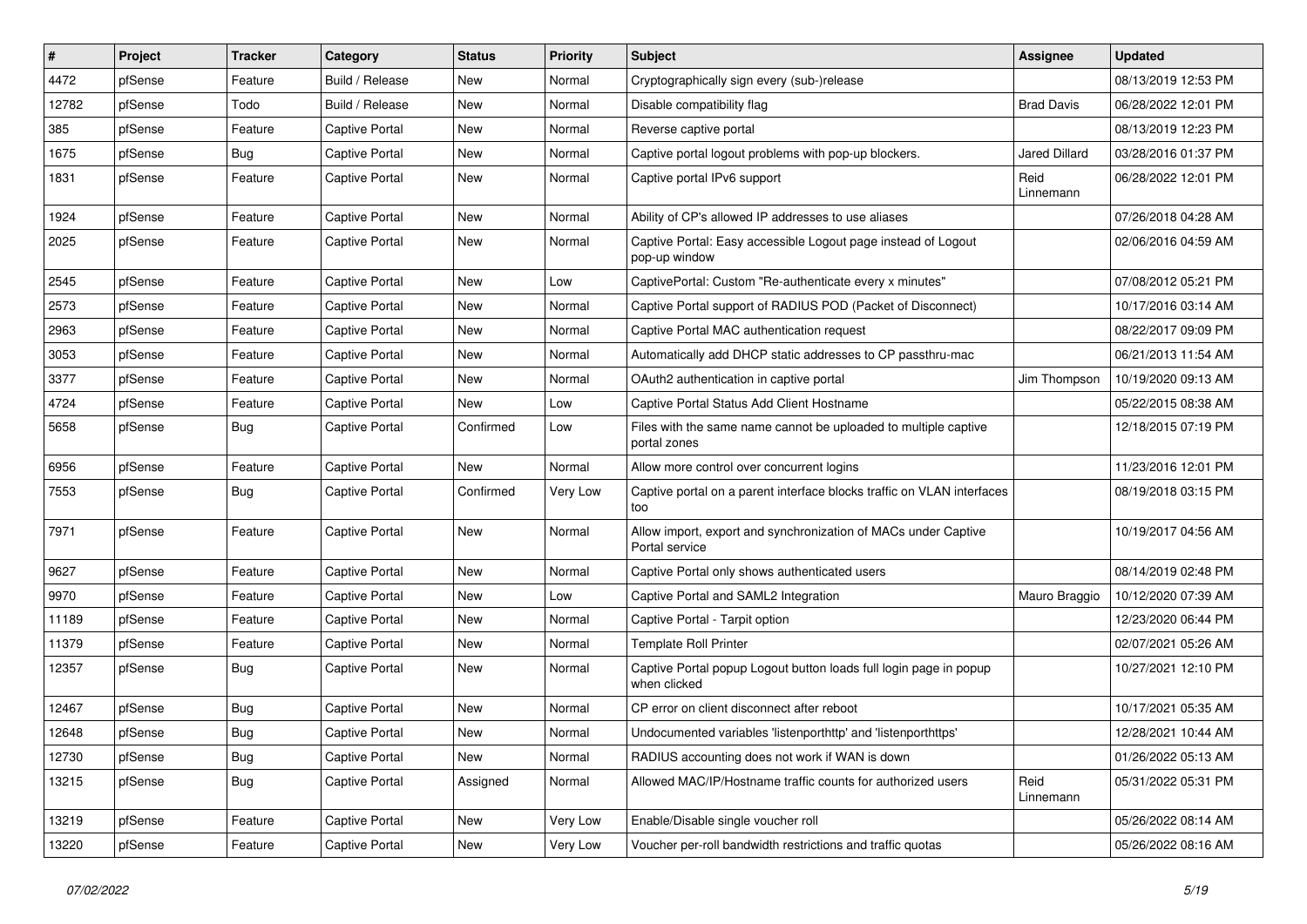| # | Project | Tracker | Category | Status | Priority | Subject | Assignee | Updated |
|---|---|---|---|---|---|---|---|---|
| 4472 | pfSense | Feature | Build / Release | New | Normal | Cryptographically sign every (sub-)release | | 08/13/2019 12:53 PM |
| 12782 | pfSense | Todo | Build / Release | New | Normal | Disable compatibility flag | Brad Davis | 06/28/2022 12:01 PM |
| 385 | pfSense | Feature | Captive Portal | New | Normal | Reverse captive portal | | 08/13/2019 12:23 PM |
| 1675 | pfSense | Bug | Captive Portal | New | Normal | Captive portal logout problems with pop-up blockers. | Jared Dillard | 03/28/2016 01:37 PM |
| 1831 | pfSense | Feature | Captive Portal | New | Normal | Captive portal IPv6 support | Reid Linnemann | 06/28/2022 12:01 PM |
| 1924 | pfSense | Feature | Captive Portal | New | Normal | Ability of CP's allowed IP addresses to use aliases | | 07/26/2018 04:28 AM |
| 2025 | pfSense | Feature | Captive Portal | New | Normal | Captive Portal: Easy accessible Logout page instead of Logout pop-up window | | 02/06/2016 04:59 AM |
| 2545 | pfSense | Feature | Captive Portal | New | Low | CaptivePortal: Custom "Re-authenticate every x minutes" | | 07/08/2012 05:21 PM |
| 2573 | pfSense | Feature | Captive Portal | New | Normal | Captive Portal support of RADIUS POD (Packet of Disconnect) | | 10/17/2016 03:14 AM |
| 2963 | pfSense | Feature | Captive Portal | New | Normal | Captive Portal MAC authentication request | | 08/22/2017 09:09 PM |
| 3053 | pfSense | Feature | Captive Portal | New | Normal | Automatically add DHCP static addresses to CP passthru-mac | | 06/21/2013 11:54 AM |
| 3377 | pfSense | Feature | Captive Portal | New | Normal | OAuth2 authentication in captive portal | Jim Thompson | 10/19/2020 09:13 AM |
| 4724 | pfSense | Feature | Captive Portal | New | Low | Captive Portal Status Add Client Hostname | | 05/22/2015 08:38 AM |
| 5658 | pfSense | Bug | Captive Portal | Confirmed | Low | Files with the same name cannot be uploaded to multiple captive portal zones | | 12/18/2015 07:19 PM |
| 6956 | pfSense | Feature | Captive Portal | New | Normal | Allow more control over concurrent logins | | 11/23/2016 12:01 PM |
| 7553 | pfSense | Bug | Captive Portal | Confirmed | Very Low | Captive portal on a parent interface blocks traffic on VLAN interfaces too | | 08/19/2018 03:15 PM |
| 7971 | pfSense | Feature | Captive Portal | New | Normal | Allow import, export and synchronization of MACs under Captive Portal service | | 10/19/2017 04:56 AM |
| 9627 | pfSense | Feature | Captive Portal | New | Normal | Captive Portal only shows authenticated users | | 08/14/2019 02:48 PM |
| 9970 | pfSense | Feature | Captive Portal | New | Low | Captive Portal and SAML2 Integration | Mauro Braggio | 10/12/2020 07:39 AM |
| 11189 | pfSense | Feature | Captive Portal | New | Normal | Captive Portal - Tarpit option | | 12/23/2020 06:44 PM |
| 11379 | pfSense | Feature | Captive Portal | New | Normal | Template Roll Printer | | 02/07/2021 05:26 AM |
| 12357 | pfSense | Bug | Captive Portal | New | Normal | Captive Portal popup Logout button loads full login page in popup when clicked | | 10/27/2021 12:10 PM |
| 12467 | pfSense | Bug | Captive Portal | New | Normal | CP error on client disconnect after reboot | | 10/17/2021 05:35 AM |
| 12648 | pfSense | Bug | Captive Portal | New | Normal | Undocumented variables 'listenporthttp' and 'listenporthttps' | | 12/28/2021 10:44 AM |
| 12730 | pfSense | Bug | Captive Portal | New | Normal | RADIUS accounting does not work if WAN is down | | 01/26/2022 05:13 AM |
| 13215 | pfSense | Bug | Captive Portal | Assigned | Normal | Allowed MAC/IP/Hostname traffic counts for authorized users | Reid Linnemann | 05/31/2022 05:31 PM |
| 13219 | pfSense | Feature | Captive Portal | New | Very Low | Enable/Disable single voucher roll | | 05/26/2022 08:14 AM |
| 13220 | pfSense | Feature | Captive Portal | New | Very Low | Voucher per-roll bandwidth restrictions and traffic quotas | | 05/26/2022 08:16 AM |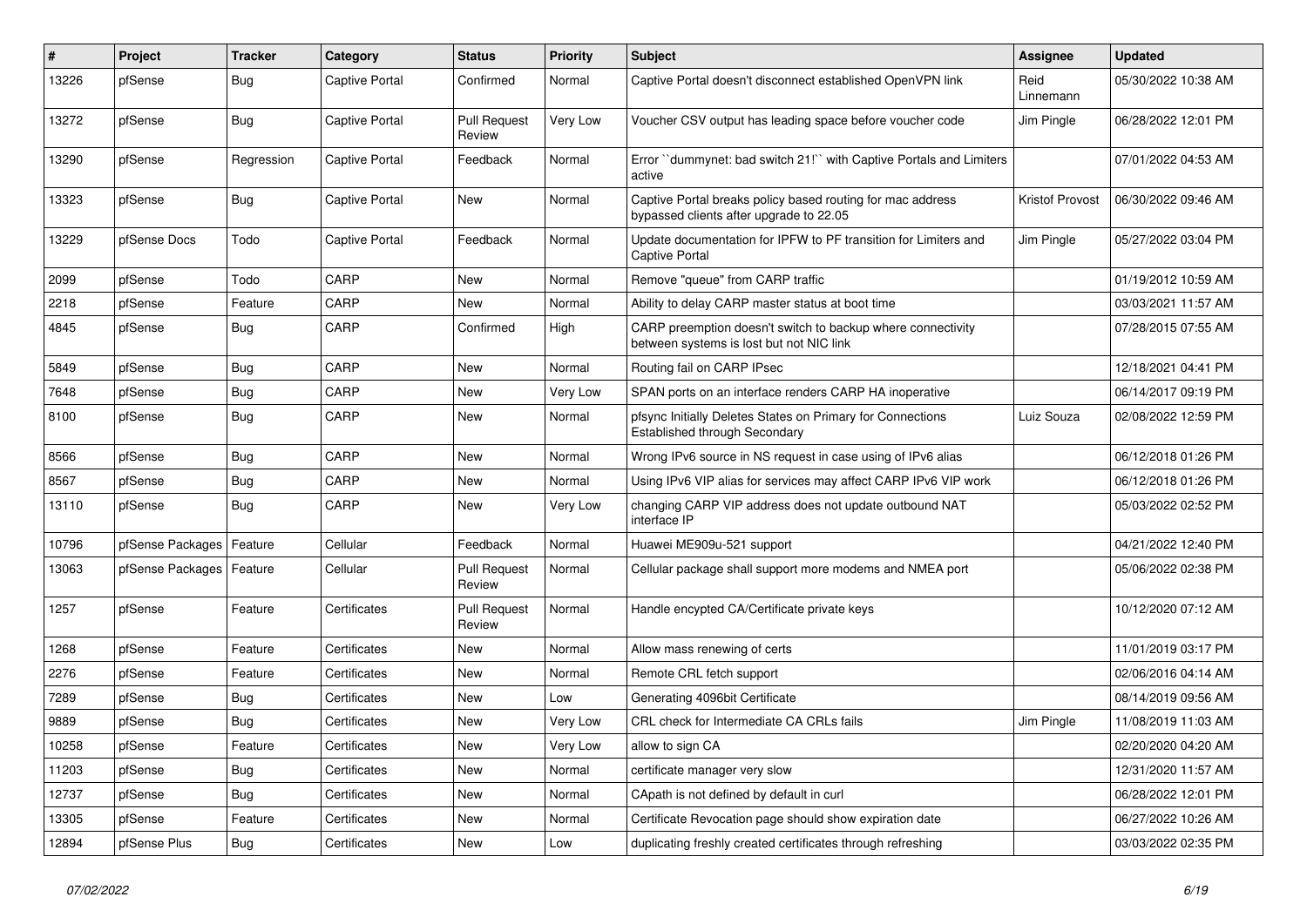| # | Project | Tracker | Category | Status | Priority | Subject | Assignee | Updated |
|---|---|---|---|---|---|---|---|---|
| 13226 | pfSense | Bug | Captive Portal | Confirmed | Normal | Captive Portal doesn't disconnect established OpenVPN link | Reid Linnemann | 05/30/2022 10:38 AM |
| 13272 | pfSense | Bug | Captive Portal | Pull Request Review | Very Low | Voucher CSV output has leading space before voucher code | Jim Pingle | 06/28/2022 12:01 PM |
| 13290 | pfSense | Regression | Captive Portal | Feedback | Normal | Error ``dummynet: bad switch 21!`` with Captive Portals and Limiters active | | 07/01/2022 04:53 AM |
| 13323 | pfSense | Bug | Captive Portal | New | Normal | Captive Portal breaks policy based routing for mac address bypassed clients after upgrade to 22.05 | Kristof Provost | 06/30/2022 09:46 AM |
| 13229 | pfSense Docs | Todo | Captive Portal | Feedback | Normal | Update documentation for IPFW to PF transition for Limiters and Captive Portal | Jim Pingle | 05/27/2022 03:04 PM |
| 2099 | pfSense | Todo | CARP | New | Normal | Remove "queue" from CARP traffic | | 01/19/2012 10:59 AM |
| 2218 | pfSense | Feature | CARP | New | Normal | Ability to delay CARP master status at boot time | | 03/03/2021 11:57 AM |
| 4845 | pfSense | Bug | CARP | Confirmed | High | CARP preemption doesn't switch to backup where connectivity between systems is lost but not NIC link | | 07/28/2015 07:55 AM |
| 5849 | pfSense | Bug | CARP | New | Normal | Routing fail on CARP IPsec | | 12/18/2021 04:41 PM |
| 7648 | pfSense | Bug | CARP | New | Very Low | SPAN ports on an interface renders CARP HA inoperative | | 06/14/2017 09:19 PM |
| 8100 | pfSense | Bug | CARP | New | Normal | pfsync Initially Deletes States on Primary for Connections Established through Secondary | Luiz Souza | 02/08/2022 12:59 PM |
| 8566 | pfSense | Bug | CARP | New | Normal | Wrong IPv6 source in NS request in case using of IPv6 alias | | 06/12/2018 01:26 PM |
| 8567 | pfSense | Bug | CARP | New | Normal | Using IPv6 VIP alias for services may affect CARP IPv6 VIP work | | 06/12/2018 01:26 PM |
| 13110 | pfSense | Bug | CARP | New | Very Low | changing CARP VIP address does not update outbound NAT interface IP | | 05/03/2022 02:52 PM |
| 10796 | pfSense Packages | Feature | Cellular | Feedback | Normal | Huawei ME909u-521 support | | 04/21/2022 12:40 PM |
| 13063 | pfSense Packages | Feature | Cellular | Pull Request Review | Normal | Cellular package shall support more modems and NMEA port | | 05/06/2022 02:38 PM |
| 1257 | pfSense | Feature | Certificates | Pull Request Review | Normal | Handle encypted CA/Certificate private keys | | 10/12/2020 07:12 AM |
| 1268 | pfSense | Feature | Certificates | New | Normal | Allow mass renewing of certs | | 11/01/2019 03:17 PM |
| 2276 | pfSense | Feature | Certificates | New | Normal | Remote CRL fetch support | | 02/06/2016 04:14 AM |
| 7289 | pfSense | Bug | Certificates | New | Low | Generating 4096bit Certificate | | 08/14/2019 09:56 AM |
| 9889 | pfSense | Bug | Certificates | New | Very Low | CRL check for Intermediate CA CRLs fails | Jim Pingle | 11/08/2019 11:03 AM |
| 10258 | pfSense | Feature | Certificates | New | Very Low | allow to sign CA | | 02/20/2020 04:20 AM |
| 11203 | pfSense | Bug | Certificates | New | Normal | certificate manager very slow | | 12/31/2020 11:57 AM |
| 12737 | pfSense | Bug | Certificates | New | Normal | CApath is not defined by default in curl | | 06/28/2022 12:01 PM |
| 13305 | pfSense | Feature | Certificates | New | Normal | Certificate Revocation page should show expiration date | | 06/27/2022 10:26 AM |
| 12894 | pfSense Plus | Bug | Certificates | New | Low | duplicating freshly created certificates through refreshing | | 03/03/2022 02:35 PM |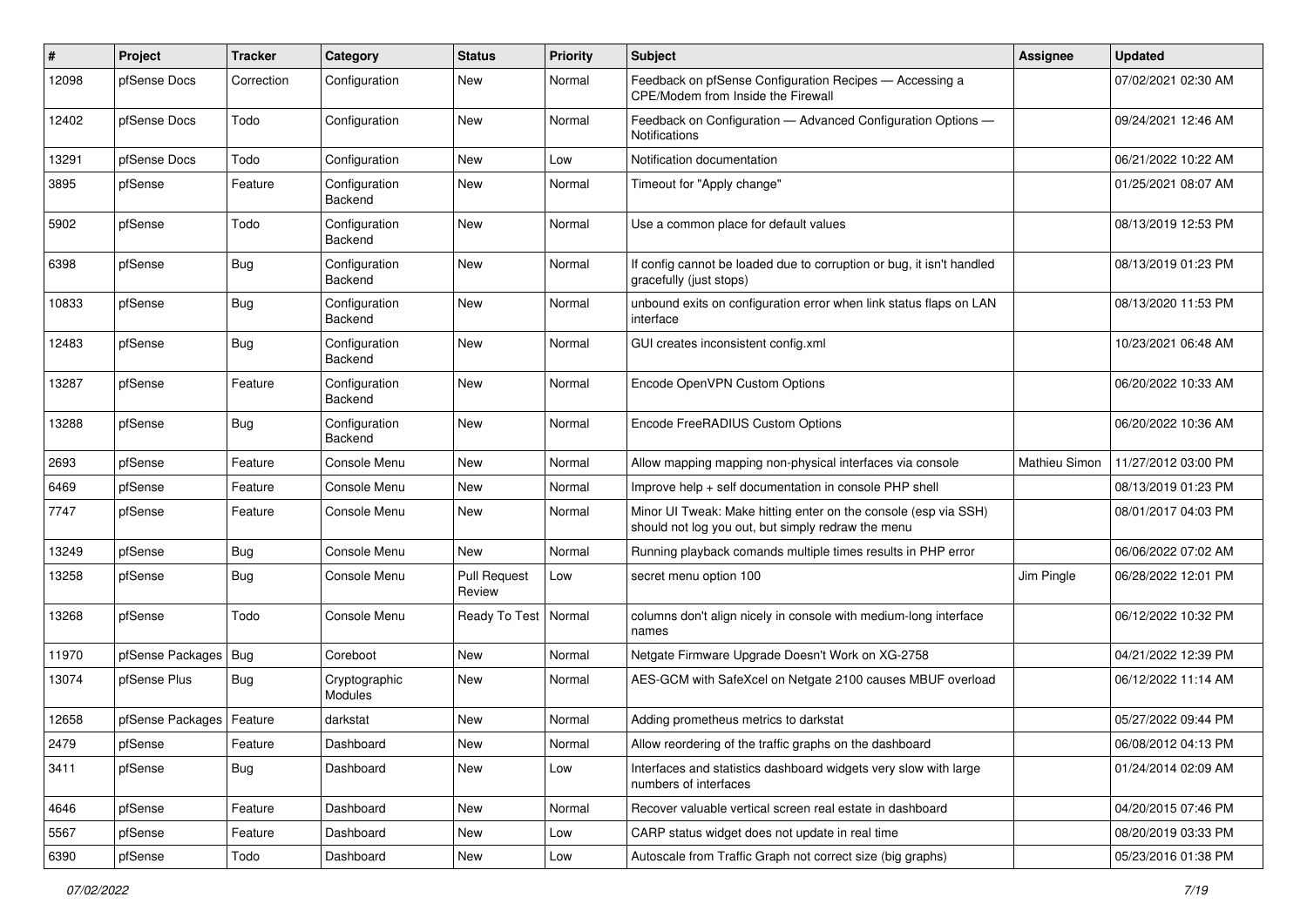| # | Project | Tracker | Category | Status | Priority | Subject | Assignee | Updated |
|---|---|---|---|---|---|---|---|---|
| 12098 | pfSense Docs | Correction | Configuration | New | Normal | Feedback on pfSense Configuration Recipes — Accessing a CPE/Modem from Inside the Firewall | | 07/02/2021 02:30 AM |
| 12402 | pfSense Docs | Todo | Configuration | New | Normal | Feedback on Configuration — Advanced Configuration Options — Notifications | | 09/24/2021 12:46 AM |
| 13291 | pfSense Docs | Todo | Configuration | New | Low | Notification documentation | | 06/21/2022 10:22 AM |
| 3895 | pfSense | Feature | Configuration Backend | New | Normal | Timeout for "Apply change" | | 01/25/2021 08:07 AM |
| 5902 | pfSense | Todo | Configuration Backend | New | Normal | Use a common place for default values | | 08/13/2019 12:53 PM |
| 6398 | pfSense | Bug | Configuration Backend | New | Normal | If config cannot be loaded due to corruption or bug, it isn't handled gracefully (just stops) | | 08/13/2019 01:23 PM |
| 10833 | pfSense | Bug | Configuration Backend | New | Normal | unbound exits on configuration error when link status flaps on LAN interface | | 08/13/2020 11:53 PM |
| 12483 | pfSense | Bug | Configuration Backend | New | Normal | GUI creates inconsistent config.xml | | 10/23/2021 06:48 AM |
| 13287 | pfSense | Feature | Configuration Backend | New | Normal | Encode OpenVPN Custom Options | | 06/20/2022 10:33 AM |
| 13288 | pfSense | Bug | Configuration Backend | New | Normal | Encode FreeRADIUS Custom Options | | 06/20/2022 10:36 AM |
| 2693 | pfSense | Feature | Console Menu | New | Normal | Allow mapping mapping non-physical interfaces via console | Mathieu Simon | 11/27/2012 03:00 PM |
| 6469 | pfSense | Feature | Console Menu | New | Normal | Improve help + self documentation in console PHP shell | | 08/13/2019 01:23 PM |
| 7747 | pfSense | Feature | Console Menu | New | Normal | Minor UI Tweak: Make hitting enter on the console (esp via SSH) should not log you out, but simply redraw the menu | | 08/01/2017 04:03 PM |
| 13249 | pfSense | Bug | Console Menu | New | Normal | Running playback comands multiple times results in PHP error | | 06/06/2022 07:02 AM |
| 13258 | pfSense | Bug | Console Menu | Pull Request Review | Low | secret menu option 100 | Jim Pingle | 06/28/2022 12:01 PM |
| 13268 | pfSense | Todo | Console Menu | Ready To Test | Normal | columns don't align nicely in console with medium-long interface names | | 06/12/2022 10:32 PM |
| 11970 | pfSense Packages | Bug | Coreboot | New | Normal | Netgate Firmware Upgrade Doesn't Work on XG-2758 | | 04/21/2022 12:39 PM |
| 13074 | pfSense Plus | Bug | Cryptographic Modules | New | Normal | AES-GCM with SafeXcel on Netgate 2100 causes MBUF overload | | 06/12/2022 11:14 AM |
| 12658 | pfSense Packages | Feature | darkstat | New | Normal | Adding prometheus metrics to darkstat | | 05/27/2022 09:44 PM |
| 2479 | pfSense | Feature | Dashboard | New | Normal | Allow reordering of the traffic graphs on the dashboard | | 06/08/2012 04:13 PM |
| 3411 | pfSense | Bug | Dashboard | New | Low | Interfaces and statistics dashboard widgets very slow with large numbers of interfaces | | 01/24/2014 02:09 AM |
| 4646 | pfSense | Feature | Dashboard | New | Normal | Recover valuable vertical screen real estate in dashboard | | 04/20/2015 07:46 PM |
| 5567 | pfSense | Feature | Dashboard | New | Low | CARP status widget does not update in real time | | 08/20/2019 03:33 PM |
| 6390 | pfSense | Todo | Dashboard | New | Low | Autoscale from Traffic Graph not correct size (big graphs) | | 05/23/2016 01:38 PM |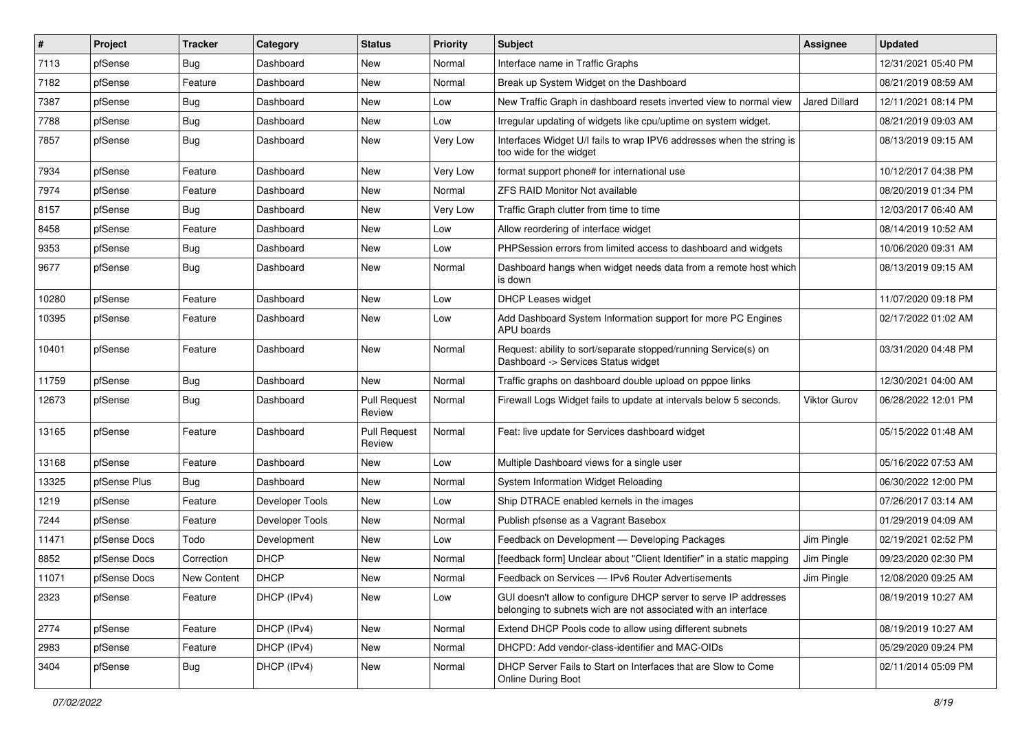| # | Project | Tracker | Category | Status | Priority | Subject | Assignee | Updated |
|---|---|---|---|---|---|---|---|---|
| 7113 | pfSense | Bug | Dashboard | New | Normal | Interface name in Traffic Graphs | | 12/31/2021 05:40 PM |
| 7182 | pfSense | Feature | Dashboard | New | Normal | Break up System Widget on the Dashboard | | 08/21/2019 08:59 AM |
| 7387 | pfSense | Bug | Dashboard | New | Low | New Traffic Graph in dashboard resets inverted view to normal view | Jared Dillard | 12/11/2021 08:14 PM |
| 7788 | pfSense | Bug | Dashboard | New | Low | Irregular updating of widgets like cpu/uptime on system widget. | | 08/21/2019 09:03 AM |
| 7857 | pfSense | Bug | Dashboard | New | Very Low | Interfaces Widget U/I fails to wrap IPV6 addresses when the string is too wide for the widget | | 08/13/2019 09:15 AM |
| 7934 | pfSense | Feature | Dashboard | New | Very Low | format support phone# for international use | | 10/12/2017 04:38 PM |
| 7974 | pfSense | Feature | Dashboard | New | Normal | ZFS RAID Monitor Not available | | 08/20/2019 01:34 PM |
| 8157 | pfSense | Bug | Dashboard | New | Very Low | Traffic Graph clutter from time to time | | 12/03/2017 06:40 AM |
| 8458 | pfSense | Feature | Dashboard | New | Low | Allow reordering of interface widget | | 08/14/2019 10:52 AM |
| 9353 | pfSense | Bug | Dashboard | New | Low | PHPSession errors from limited access to dashboard and widgets | | 10/06/2020 09:31 AM |
| 9677 | pfSense | Bug | Dashboard | New | Normal | Dashboard hangs when widget needs data from a remote host which is down | | 08/13/2019 09:15 AM |
| 10280 | pfSense | Feature | Dashboard | New | Low | DHCP Leases widget | | 11/07/2020 09:18 PM |
| 10395 | pfSense | Feature | Dashboard | New | Low | Add Dashboard System Information support for more PC Engines APU boards | | 02/17/2022 01:02 AM |
| 10401 | pfSense | Feature | Dashboard | New | Normal | Request: ability to sort/separate stopped/running Service(s) on Dashboard -> Services Status widget | | 03/31/2020 04:48 PM |
| 11759 | pfSense | Bug | Dashboard | New | Normal | Traffic graphs on dashboard double upload on pppoe links | | 12/30/2021 04:00 AM |
| 12673 | pfSense | Bug | Dashboard | Pull Request Review | Normal | Firewall Logs Widget fails to update at intervals below 5 seconds. | Viktor Gurov | 06/28/2022 12:01 PM |
| 13165 | pfSense | Feature | Dashboard | Pull Request Review | Normal | Feat: live update for Services dashboard widget | | 05/15/2022 01:48 AM |
| 13168 | pfSense | Feature | Dashboard | New | Low | Multiple Dashboard views for a single user | | 05/16/2022 07:53 AM |
| 13325 | pfSense Plus | Bug | Dashboard | New | Normal | System Information Widget Reloading | | 06/30/2022 12:00 PM |
| 1219 | pfSense | Feature | Developer Tools | New | Low | Ship DTRACE enabled kernels in the images | | 07/26/2017 03:14 AM |
| 7244 | pfSense | Feature | Developer Tools | New | Normal | Publish pfsense as a Vagrant Basebox | | 01/29/2019 04:09 AM |
| 11471 | pfSense Docs | Todo | Development | New | Low | Feedback on Development — Developing Packages | Jim Pingle | 02/19/2021 02:52 PM |
| 8852 | pfSense Docs | Correction | DHCP | New | Normal | [feedback form] Unclear about "Client Identifier" in a static mapping | Jim Pingle | 09/23/2020 02:30 PM |
| 11071 | pfSense Docs | New Content | DHCP | New | Normal | Feedback on Services — IPv6 Router Advertisements | Jim Pingle | 12/08/2020 09:25 AM |
| 2323 | pfSense | Feature | DHCP (IPv4) | New | Low | GUI doesn't allow to configure DHCP server to serve IP addresses belonging to subnets wich are not associated with an interface | | 08/19/2019 10:27 AM |
| 2774 | pfSense | Feature | DHCP (IPv4) | New | Normal | Extend DHCP Pools code to allow using different subnets | | 08/19/2019 10:27 AM |
| 2983 | pfSense | Feature | DHCP (IPv4) | New | Normal | DHCPD: Add vendor-class-identifier and MAC-OIDs | | 05/29/2020 09:24 PM |
| 3404 | pfSense | Bug | DHCP (IPv4) | New | Normal | DHCP Server Fails to Start on Interfaces that are Slow to Come Online During Boot | | 02/11/2014 05:09 PM |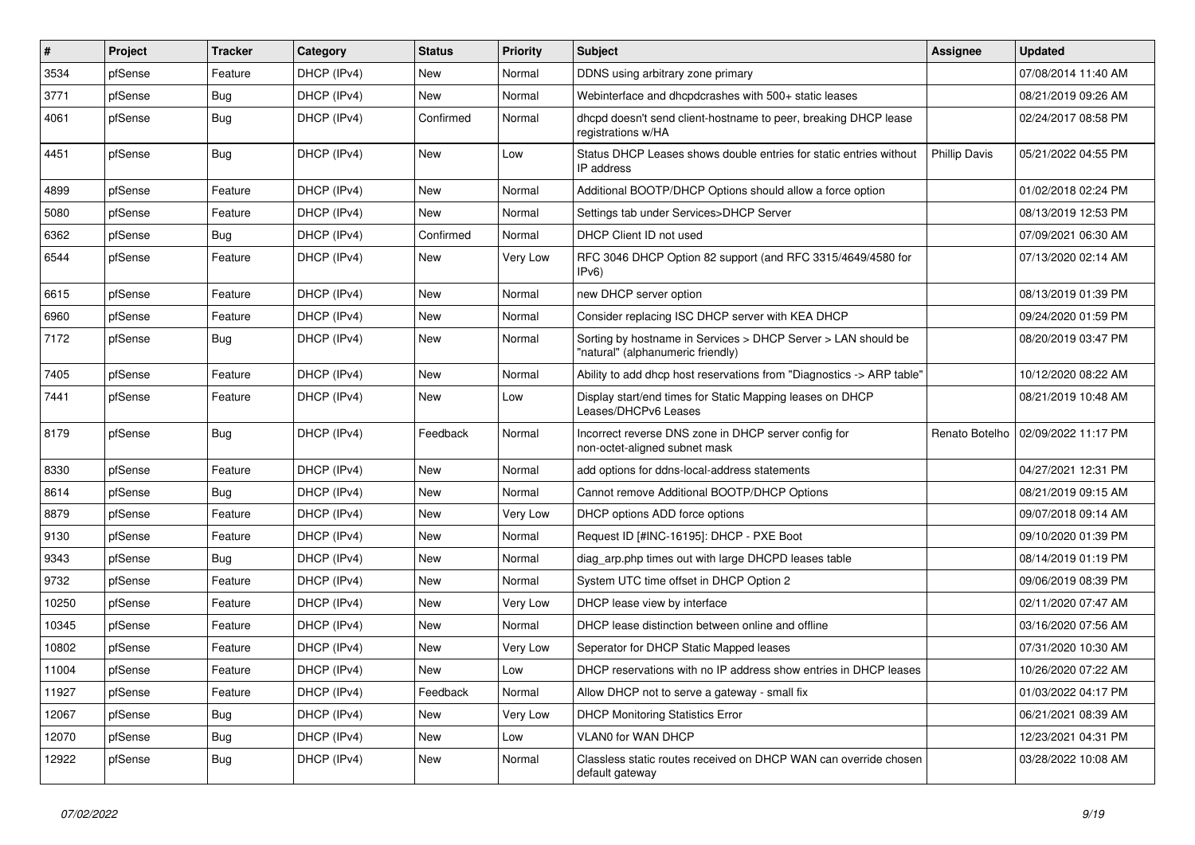| # | Project | Tracker | Category | Status | Priority | Subject | Assignee | Updated |
|---|---|---|---|---|---|---|---|---|
| 3534 | pfSense | Feature | DHCP (IPv4) | New | Normal | DDNS using arbitrary zone primary | | 07/08/2014 11:40 AM |
| 3771 | pfSense | Bug | DHCP (IPv4) | New | Normal | Webinterface and dhcpdcrashes with 500+ static leases | | 08/21/2019 09:26 AM |
| 4061 | pfSense | Bug | DHCP (IPv4) | Confirmed | Normal | dhcpd doesn't send client-hostname to peer, breaking DHCP lease registrations w/HA | | 02/24/2017 08:58 PM |
| 4451 | pfSense | Bug | DHCP (IPv4) | New | Low | Status DHCP Leases shows double entries for static entries without IP address | Phillip Davis | 05/21/2022 04:55 PM |
| 4899 | pfSense | Feature | DHCP (IPv4) | New | Normal | Additional BOOTP/DHCP Options should allow a force option | | 01/02/2018 02:24 PM |
| 5080 | pfSense | Feature | DHCP (IPv4) | New | Normal | Settings tab under Services>DHCP Server | | 08/13/2019 12:53 PM |
| 6362 | pfSense | Bug | DHCP (IPv4) | Confirmed | Normal | DHCP Client ID not used | | 07/09/2021 06:30 AM |
| 6544 | pfSense | Feature | DHCP (IPv4) | New | Very Low | RFC 3046 DHCP Option 82 support (and RFC 3315/4649/4580 for IPv6) | | 07/13/2020 02:14 AM |
| 6615 | pfSense | Feature | DHCP (IPv4) | New | Normal | new DHCP server option | | 08/13/2019 01:39 PM |
| 6960 | pfSense | Feature | DHCP (IPv4) | New | Normal | Consider replacing ISC DHCP server with KEA DHCP | | 09/24/2020 01:59 PM |
| 7172 | pfSense | Bug | DHCP (IPv4) | New | Normal | Sorting by hostname in Services > DHCP Server > LAN should be "natural" (alphanumeric friendly) | | 08/20/2019 03:47 PM |
| 7405 | pfSense | Feature | DHCP (IPv4) | New | Normal | Ability to add dhcp host reservations from "Diagnostics -> ARP table" | | 10/12/2020 08:22 AM |
| 7441 | pfSense | Feature | DHCP (IPv4) | New | Low | Display start/end times for Static Mapping leases on DHCP Leases/DHCPv6 Leases | | 08/21/2019 10:48 AM |
| 8179 | pfSense | Bug | DHCP (IPv4) | Feedback | Normal | Incorrect reverse DNS zone in DHCP server config for non-octet-aligned subnet mask | Renato Botelho | 02/09/2022 11:17 PM |
| 8330 | pfSense | Feature | DHCP (IPv4) | New | Normal | add options for ddns-local-address statements | | 04/27/2021 12:31 PM |
| 8614 | pfSense | Bug | DHCP (IPv4) | New | Normal | Cannot remove Additional BOOTP/DHCP Options | | 08/21/2019 09:15 AM |
| 8879 | pfSense | Feature | DHCP (IPv4) | New | Very Low | DHCP options ADD force options | | 09/07/2018 09:14 AM |
| 9130 | pfSense | Feature | DHCP (IPv4) | New | Normal | Request ID [#INC-16195]: DHCP - PXE Boot | | 09/10/2020 01:39 PM |
| 9343 | pfSense | Bug | DHCP (IPv4) | New | Normal | diag_arp.php times out with large DHCPD leases table | | 08/14/2019 01:19 PM |
| 9732 | pfSense | Feature | DHCP (IPv4) | New | Normal | System UTC time offset in DHCP Option 2 | | 09/06/2019 08:39 PM |
| 10250 | pfSense | Feature | DHCP (IPv4) | New | Very Low | DHCP lease view by interface | | 02/11/2020 07:47 AM |
| 10345 | pfSense | Feature | DHCP (IPv4) | New | Normal | DHCP lease distinction between online and offline | | 03/16/2020 07:56 AM |
| 10802 | pfSense | Feature | DHCP (IPv4) | New | Very Low | Seperator for DHCP Static Mapped leases | | 07/31/2020 10:30 AM |
| 11004 | pfSense | Feature | DHCP (IPv4) | New | Low | DHCP reservations with no IP address show entries in DHCP leases | | 10/26/2020 07:22 AM |
| 11927 | pfSense | Feature | DHCP (IPv4) | Feedback | Normal | Allow DHCP not to serve a gateway - small fix | | 01/03/2022 04:17 PM |
| 12067 | pfSense | Bug | DHCP (IPv4) | New | Very Low | DHCP Monitoring Statistics Error | | 06/21/2021 08:39 AM |
| 12070 | pfSense | Bug | DHCP (IPv4) | New | Low | VLAN0 for WAN DHCP | | 12/23/2021 04:31 PM |
| 12922 | pfSense | Bug | DHCP (IPv4) | New | Normal | Classless static routes received on DHCP WAN can override chosen default gateway | | 03/28/2022 10:08 AM |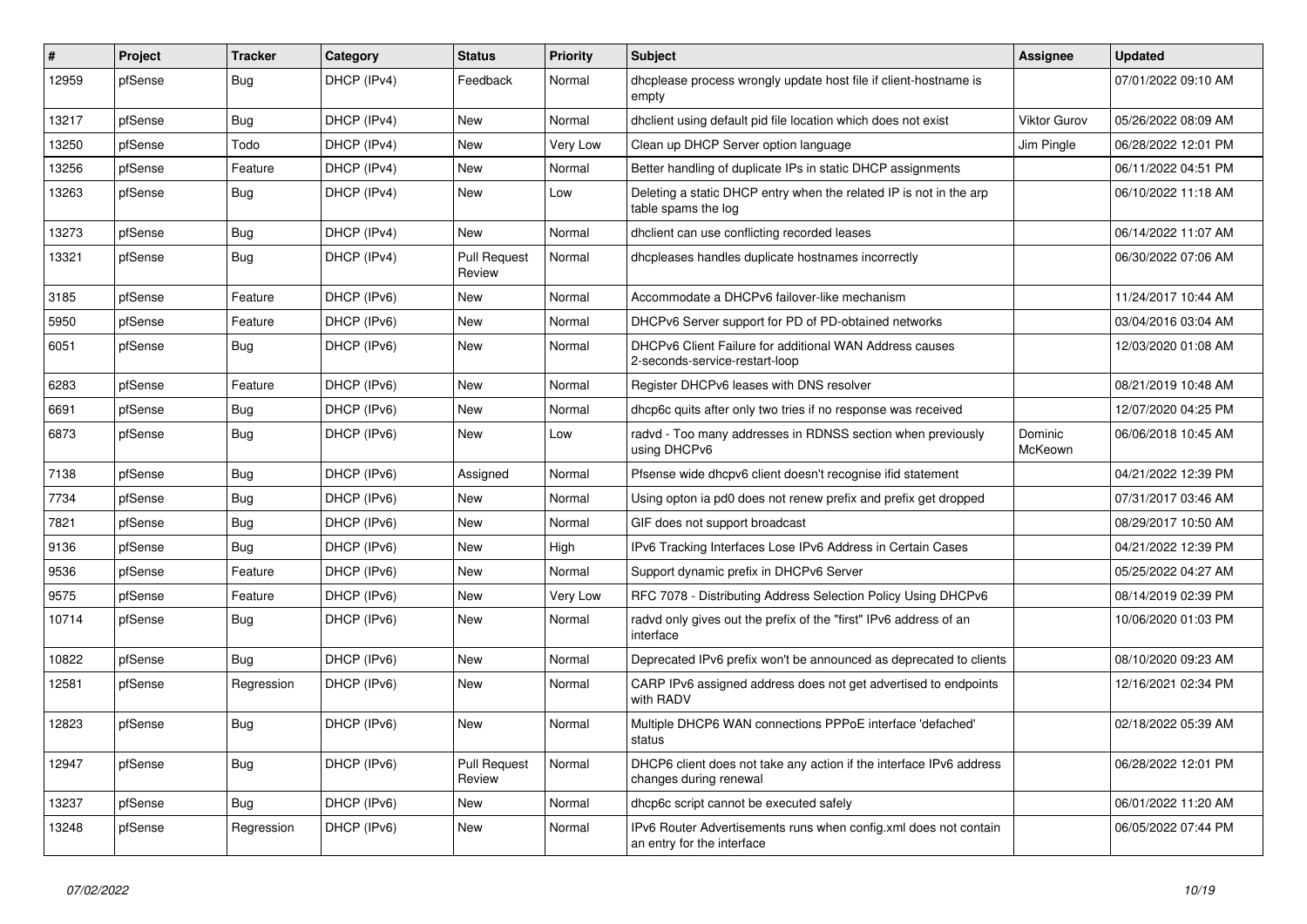| # | Project | Tracker | Category | Status | Priority | Subject | Assignee | Updated |
|---|---|---|---|---|---|---|---|---|
| 12959 | pfSense | Bug | DHCP (IPv4) | Feedback | Normal | dhcplease process wrongly update host file if client-hostname is empty | | 07/01/2022 09:10 AM |
| 13217 | pfSense | Bug | DHCP (IPv4) | New | Normal | dhclient using default pid file location which does not exist | Viktor Gurov | 05/26/2022 08:09 AM |
| 13250 | pfSense | Todo | DHCP (IPv4) | New | Very Low | Clean up DHCP Server option language | Jim Pingle | 06/28/2022 12:01 PM |
| 13256 | pfSense | Feature | DHCP (IPv4) | New | Normal | Better handling of duplicate IPs in static DHCP assignments | | 06/11/2022 04:51 PM |
| 13263 | pfSense | Bug | DHCP (IPv4) | New | Low | Deleting a static DHCP entry when the related IP is not in the arp table spams the log | | 06/10/2022 11:18 AM |
| 13273 | pfSense | Bug | DHCP (IPv4) | New | Normal | dhclient can use conflicting recorded leases | | 06/14/2022 11:07 AM |
| 13321 | pfSense | Bug | DHCP (IPv4) | Pull Request Review | Normal | dhcpleases handles duplicate hostnames incorrectly | | 06/30/2022 07:06 AM |
| 3185 | pfSense | Feature | DHCP (IPv6) | New | Normal | Accommodate a DHCPv6 failover-like mechanism | | 11/24/2017 10:44 AM |
| 5950 | pfSense | Feature | DHCP (IPv6) | New | Normal | DHCPv6 Server support for PD of PD-obtained networks | | 03/04/2016 03:04 AM |
| 6051 | pfSense | Bug | DHCP (IPv6) | New | Normal | DHCPv6 Client Failure for additional WAN Address causes 2-seconds-service-restart-loop | | 12/03/2020 01:08 AM |
| 6283 | pfSense | Feature | DHCP (IPv6) | New | Normal | Register DHCPv6 leases with DNS resolver | | 08/21/2019 10:48 AM |
| 6691 | pfSense | Bug | DHCP (IPv6) | New | Normal | dhcp6c quits after only two tries if no response was received | | 12/07/2020 04:25 PM |
| 6873 | pfSense | Bug | DHCP (IPv6) | New | Low | radvd - Too many addresses in RDNSS section when previously using DHCPv6 | Dominic McKeown | 06/06/2018 10:45 AM |
| 7138 | pfSense | Bug | DHCP (IPv6) | Assigned | Normal | Pfsense wide dhcpv6 client doesn't recognise ifid statement | | 04/21/2022 12:39 PM |
| 7734 | pfSense | Bug | DHCP (IPv6) | New | Normal | Using opton ia pd0 does not renew prefix and prefix get dropped | | 07/31/2017 03:46 AM |
| 7821 | pfSense | Bug | DHCP (IPv6) | New | Normal | GIF does not support broadcast | | 08/29/2017 10:50 AM |
| 9136 | pfSense | Bug | DHCP (IPv6) | New | High | IPv6 Tracking Interfaces Lose IPv6 Address in Certain Cases | | 04/21/2022 12:39 PM |
| 9536 | pfSense | Feature | DHCP (IPv6) | New | Normal | Support dynamic prefix in DHCPv6 Server | | 05/25/2022 04:27 AM |
| 9575 | pfSense | Feature | DHCP (IPv6) | New | Very Low | RFC 7078 - Distributing Address Selection Policy Using DHCPv6 | | 08/14/2019 02:39 PM |
| 10714 | pfSense | Bug | DHCP (IPv6) | New | Normal | radvd only gives out the prefix of the "first" IPv6 address of an interface | | 10/06/2020 01:03 PM |
| 10822 | pfSense | Bug | DHCP (IPv6) | New | Normal | Deprecated IPv6 prefix won't be announced as deprecated to clients | | 08/10/2020 09:23 AM |
| 12581 | pfSense | Regression | DHCP (IPv6) | New | Normal | CARP IPv6 assigned address does not get advertised to endpoints with RADV | | 12/16/2021 02:34 PM |
| 12823 | pfSense | Bug | DHCP (IPv6) | New | Normal | Multiple DHCP6 WAN connections PPPoE interface 'defached' status | | 02/18/2022 05:39 AM |
| 12947 | pfSense | Bug | DHCP (IPv6) | Pull Request Review | Normal | DHCP6 client does not take any action if the interface IPv6 address changes during renewal | | 06/28/2022 12:01 PM |
| 13237 | pfSense | Bug | DHCP (IPv6) | New | Normal | dhcp6c script cannot be executed safely | | 06/01/2022 11:20 AM |
| 13248 | pfSense | Regression | DHCP (IPv6) | New | Normal | IPv6 Router Advertisements runs when config.xml does not contain an entry for the interface | | 06/05/2022 07:44 PM |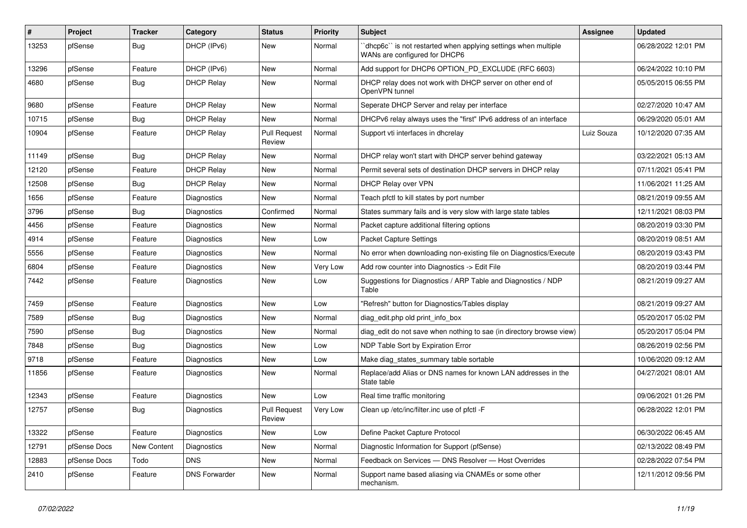| # | Project | Tracker | Category | Status | Priority | Subject | Assignee | Updated |
|---|---|---|---|---|---|---|---|---|
| 13253 | pfSense | Bug | DHCP (IPv6) | New | Normal | ``dhcp6c`` is not restarted when applying settings when multiple WANs are configured for DHCP6 | | 06/28/2022 12:01 PM |
| 13296 | pfSense | Feature | DHCP (IPv6) | New | Normal | Add support for DHCP6 OPTION_PD_EXCLUDE (RFC 6603) | | 06/24/2022 10:10 PM |
| 4680 | pfSense | Bug | DHCP Relay | New | Normal | DHCP relay does not work with DHCP server on other end of OpenVPN tunnel | | 05/05/2015 06:55 PM |
| 9680 | pfSense | Feature | DHCP Relay | New | Normal | Seperate DHCP Server and relay per interface | | 02/27/2020 10:47 AM |
| 10715 | pfSense | Bug | DHCP Relay | New | Normal | DHCPv6 relay always uses the "first" IPv6 address of an interface | | 06/29/2020 05:01 AM |
| 10904 | pfSense | Feature | DHCP Relay | Pull Request Review | Normal | Support vti interfaces in dhcrelay | Luiz Souza | 10/12/2020 07:35 AM |
| 11149 | pfSense | Bug | DHCP Relay | New | Normal | DHCP relay won't start with DHCP server behind gateway | | 03/22/2021 05:13 AM |
| 12120 | pfSense | Feature | DHCP Relay | New | Normal | Permit several sets of destination DHCP servers in DHCP relay | | 07/11/2021 05:41 PM |
| 12508 | pfSense | Bug | DHCP Relay | New | Normal | DHCP Relay over VPN | | 11/06/2021 11:25 AM |
| 1656 | pfSense | Feature | Diagnostics | New | Normal | Teach pfctl to kill states by port number | | 08/21/2019 09:55 AM |
| 3796 | pfSense | Bug | Diagnostics | Confirmed | Normal | States summary fails and is very slow with large state tables | | 12/11/2021 08:03 PM |
| 4456 | pfSense | Feature | Diagnostics | New | Normal | Packet capture additional filtering options | | 08/20/2019 03:30 PM |
| 4914 | pfSense | Feature | Diagnostics | New | Low | Packet Capture Settings | | 08/20/2019 08:51 AM |
| 5556 | pfSense | Feature | Diagnostics | New | Normal | No error when downloading non-existing file on Diagnostics/Execute | | 08/20/2019 03:43 PM |
| 6804 | pfSense | Feature | Diagnostics | New | Very Low | Add row counter into Diagnostics -> Edit File | | 08/20/2019 03:44 PM |
| 7442 | pfSense | Feature | Diagnostics | New | Low | Suggestions for Diagnostics / ARP Table and Diagnostics / NDP Table | | 08/21/2019 09:27 AM |
| 7459 | pfSense | Feature | Diagnostics | New | Low | "Refresh" button for Diagnostics/Tables display | | 08/21/2019 09:27 AM |
| 7589 | pfSense | Bug | Diagnostics | New | Normal | diag_edit.php old print_info_box | | 05/20/2017 05:02 PM |
| 7590 | pfSense | Bug | Diagnostics | New | Normal | diag_edit do not save when nothing to sae (in directory browse view) | | 05/20/2017 05:04 PM |
| 7848 | pfSense | Bug | Diagnostics | New | Low | NDP Table Sort by Expiration Error | | 08/26/2019 02:56 PM |
| 9718 | pfSense | Feature | Diagnostics | New | Low | Make diag_states_summary table sortable | | 10/06/2020 09:12 AM |
| 11856 | pfSense | Feature | Diagnostics | New | Normal | Replace/add Alias or DNS names for known LAN addresses in the State table | | 04/27/2021 08:01 AM |
| 12343 | pfSense | Feature | Diagnostics | New | Low | Real time traffic monitoring | | 09/06/2021 01:26 PM |
| 12757 | pfSense | Bug | Diagnostics | Pull Request Review | Very Low | Clean up /etc/inc/filter.inc use of pfctl -F | | 06/28/2022 12:01 PM |
| 13322 | pfSense | Feature | Diagnostics | New | Low | Define Packet Capture Protocol | | 06/30/2022 06:45 AM |
| 12791 | pfSense Docs | New Content | Diagnostics | New | Normal | Diagnostic Information for Support (pfSense) | | 02/13/2022 08:49 PM |
| 12883 | pfSense Docs | Todo | DNS | New | Normal | Feedback on Services — DNS Resolver — Host Overrides | | 02/28/2022 07:54 PM |
| 2410 | pfSense | Feature | DNS Forwarder | New | Normal | Support name based aliasing via CNAMEs or some other mechanism. | | 12/11/2012 09:56 PM |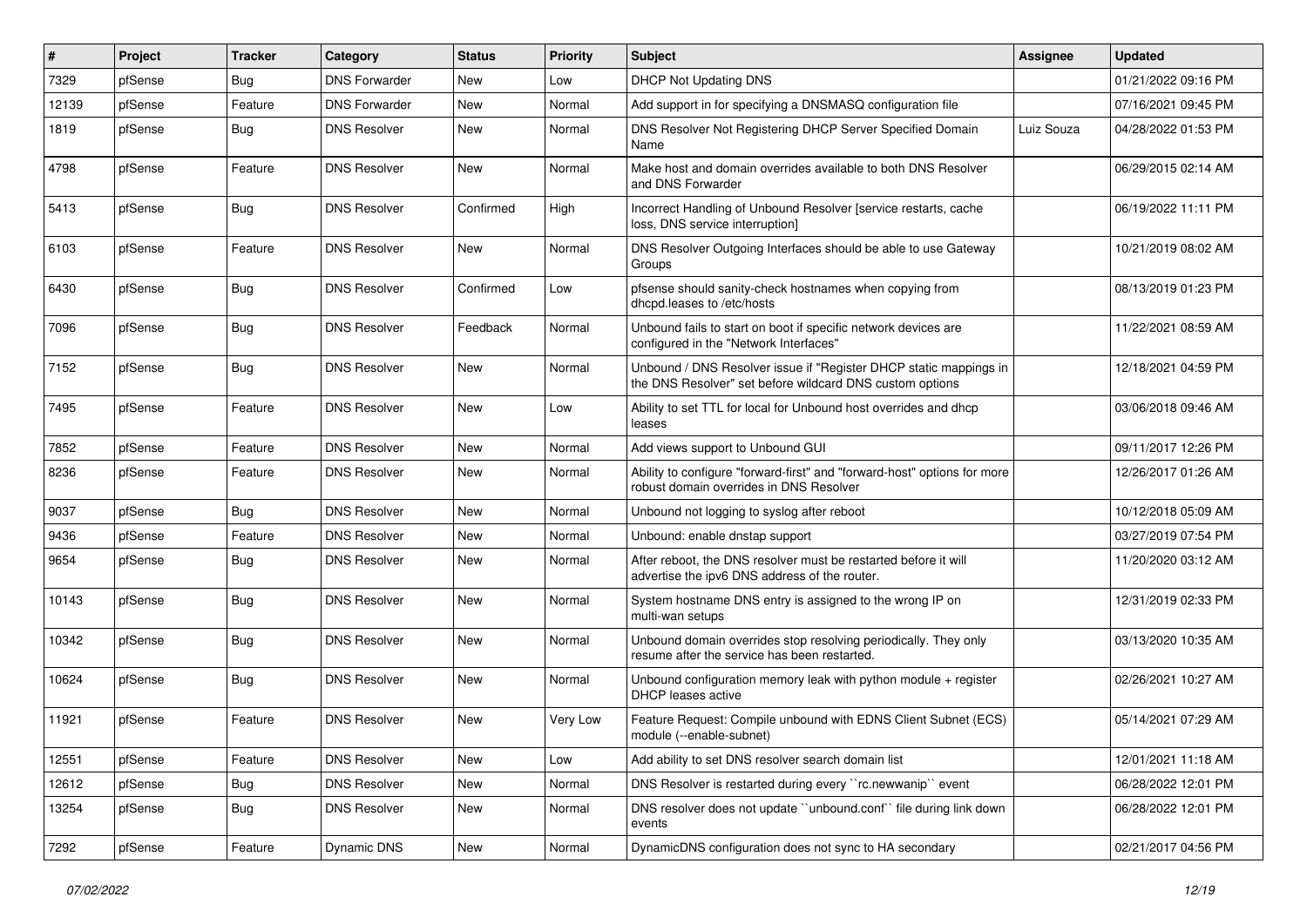| # | Project | Tracker | Category | Status | Priority | Subject | Assignee | Updated |
|---|---|---|---|---|---|---|---|---|
| 7329 | pfSense | Bug | DNS Forwarder | New | Low | DHCP Not Updating DNS | | 01/21/2022 09:16 PM |
| 12139 | pfSense | Feature | DNS Forwarder | New | Normal | Add support in for specifying a DNSMASQ configuration file | | 07/16/2021 09:45 PM |
| 1819 | pfSense | Bug | DNS Resolver | New | Normal | DNS Resolver Not Registering DHCP Server Specified Domain Name | Luiz Souza | 04/28/2022 01:53 PM |
| 4798 | pfSense | Feature | DNS Resolver | New | Normal | Make host and domain overrides available to both DNS Resolver and DNS Forwarder | | 06/29/2015 02:14 AM |
| 5413 | pfSense | Bug | DNS Resolver | Confirmed | High | Incorrect Handling of Unbound Resolver [service restarts, cache loss, DNS service interruption] | | 06/19/2022 11:11 PM |
| 6103 | pfSense | Feature | DNS Resolver | New | Normal | DNS Resolver Outgoing Interfaces should be able to use Gateway Groups | | 10/21/2019 08:02 AM |
| 6430 | pfSense | Bug | DNS Resolver | Confirmed | Low | pfsense should sanity-check hostnames when copying from dhcpd.leases to /etc/hosts | | 08/13/2019 01:23 PM |
| 7096 | pfSense | Bug | DNS Resolver | Feedback | Normal | Unbound fails to start on boot if specific network devices are configured in the "Network Interfaces" | | 11/22/2021 08:59 AM |
| 7152 | pfSense | Bug | DNS Resolver | New | Normal | Unbound / DNS Resolver issue if "Register DHCP static mappings in the DNS Resolver" set before wildcard DNS custom options | | 12/18/2021 04:59 PM |
| 7495 | pfSense | Feature | DNS Resolver | New | Low | Ability to set TTL for local for Unbound host overrides and dhcp leases | | 03/06/2018 09:46 AM |
| 7852 | pfSense | Feature | DNS Resolver | New | Normal | Add views support to Unbound GUI | | 09/11/2017 12:26 PM |
| 8236 | pfSense | Feature | DNS Resolver | New | Normal | Ability to configure "forward-first" and "forward-host" options for more robust domain overrides in DNS Resolver | | 12/26/2017 01:26 AM |
| 9037 | pfSense | Bug | DNS Resolver | New | Normal | Unbound not logging to syslog after reboot | | 10/12/2018 05:09 AM |
| 9436 | pfSense | Feature | DNS Resolver | New | Normal | Unbound: enable dnstap support | | 03/27/2019 07:54 PM |
| 9654 | pfSense | Bug | DNS Resolver | New | Normal | After reboot, the DNS resolver must be restarted before it will advertise the ipv6 DNS address of the router. | | 11/20/2020 03:12 AM |
| 10143 | pfSense | Bug | DNS Resolver | New | Normal | System hostname DNS entry is assigned to the wrong IP on multi-wan setups | | 12/31/2019 02:33 PM |
| 10342 | pfSense | Bug | DNS Resolver | New | Normal | Unbound domain overrides stop resolving periodically. They only resume after the service has been restarted. | | 03/13/2020 10:35 AM |
| 10624 | pfSense | Bug | DNS Resolver | New | Normal | Unbound configuration memory leak with python module + register DHCP leases active | | 02/26/2021 10:27 AM |
| 11921 | pfSense | Feature | DNS Resolver | New | Very Low | Feature Request: Compile unbound with EDNS Client Subnet (ECS) module (--enable-subnet) | | 05/14/2021 07:29 AM |
| 12551 | pfSense | Feature | DNS Resolver | New | Low | Add ability to set DNS resolver search domain list | | 12/01/2021 11:18 AM |
| 12612 | pfSense | Bug | DNS Resolver | New | Normal | DNS Resolver is restarted during every ``rc.newwanip`` event | | 06/28/2022 12:01 PM |
| 13254 | pfSense | Bug | DNS Resolver | New | Normal | DNS resolver does not update ``unbound.conf`` file during link down events | | 06/28/2022 12:01 PM |
| 7292 | pfSense | Feature | Dynamic DNS | New | Normal | DynamicDNS configuration does not sync to HA secondary | | 02/21/2017 04:56 PM |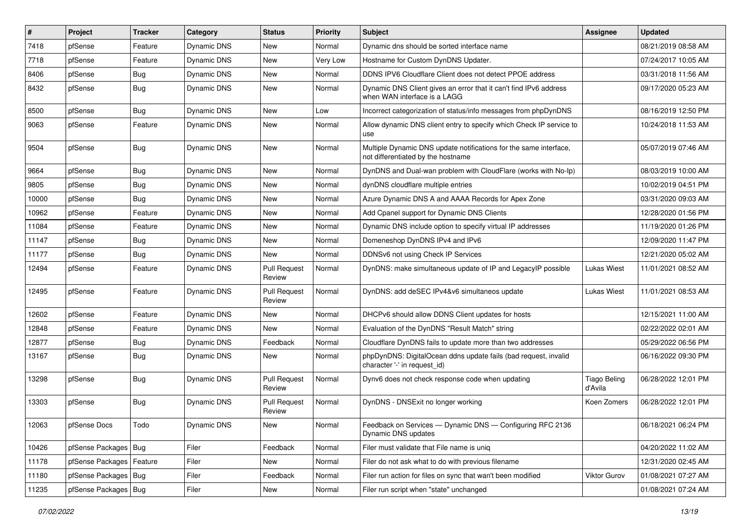| # | Project | Tracker | Category | Status | Priority | Subject | Assignee | Updated |
|---|---|---|---|---|---|---|---|---|
| 7418 | pfSense | Feature | Dynamic DNS | New | Normal | Dynamic dns should be sorted interface name | | 08/21/2019 08:58 AM |
| 7718 | pfSense | Feature | Dynamic DNS | New | Very Low | Hostname for Custom DynDNS Updater. | | 07/24/2017 10:05 AM |
| 8406 | pfSense | Bug | Dynamic DNS | New | Normal | DDNS IPV6 Cloudflare Client does not detect PPOE address | | 03/31/2018 11:56 AM |
| 8432 | pfSense | Bug | Dynamic DNS | New | Normal | Dynamic DNS Client gives an error that it can't find IPv6 address when WAN interface is a LAGG | | 09/17/2020 05:23 AM |
| 8500 | pfSense | Bug | Dynamic DNS | New | Low | Incorrect categorization of status/info messages from phpDynDNS | | 08/16/2019 12:50 PM |
| 9063 | pfSense | Feature | Dynamic DNS | New | Normal | Allow dynamic DNS client entry to specify which Check IP service to use | | 10/24/2018 11:53 AM |
| 9504 | pfSense | Bug | Dynamic DNS | New | Normal | Multiple Dynamic DNS update notifications for the same interface, not differentiated by the hostname | | 05/07/2019 07:46 AM |
| 9664 | pfSense | Bug | Dynamic DNS | New | Normal | DynDNS and Dual-wan problem with CloudFlare (works with No-Ip) | | 08/03/2019 10:00 AM |
| 9805 | pfSense | Bug | Dynamic DNS | New | Normal | dynDNS cloudflare multiple entries | | 10/02/2019 04:51 PM |
| 10000 | pfSense | Bug | Dynamic DNS | New | Normal | Azure Dynamic DNS A and AAAA Records for Apex Zone | | 03/31/2020 09:03 AM |
| 10962 | pfSense | Feature | Dynamic DNS | New | Normal | Add Cpanel support for Dynamic DNS Clients | | 12/28/2020 01:56 PM |
| 11084 | pfSense | Feature | Dynamic DNS | New | Normal | Dynamic DNS include option to specify virtual IP addresses | | 11/19/2020 01:26 PM |
| 11147 | pfSense | Bug | Dynamic DNS | New | Normal | Domeneshop DynDNS IPv4 and IPv6 | | 12/09/2020 11:47 PM |
| 11177 | pfSense | Bug | Dynamic DNS | New | Normal | DDNSv6 not using Check IP Services | | 12/21/2020 05:02 AM |
| 12494 | pfSense | Feature | Dynamic DNS | Pull Request Review | Normal | DynDNS: make simultaneous update of IP and LegacyIP possible | Lukas Wiest | 11/01/2021 08:52 AM |
| 12495 | pfSense | Feature | Dynamic DNS | Pull Request Review | Normal | DynDNS: add deSEC IPv4&v6 simultaneos update | Lukas Wiest | 11/01/2021 08:53 AM |
| 12602 | pfSense | Feature | Dynamic DNS | New | Normal | DHCPv6 should allow DDNS Client updates for hosts | | 12/15/2021 11:00 AM |
| 12848 | pfSense | Feature | Dynamic DNS | New | Normal | Evaluation of the DynDNS "Result Match" string | | 02/22/2022 02:01 AM |
| 12877 | pfSense | Bug | Dynamic DNS | Feedback | Normal | Cloudflare DynDNS fails to update more than two addresses | | 05/29/2022 06:56 PM |
| 13167 | pfSense | Bug | Dynamic DNS | New | Normal | phpDynDNS: DigitalOcean ddns update fails (bad request, invalid character '-' in request_id) | | 06/16/2022 09:30 PM |
| 13298 | pfSense | Bug | Dynamic DNS | Pull Request Review | Normal | Dynv6 does not check response code when updating | Tiago Beling d'Avila | 06/28/2022 12:01 PM |
| 13303 | pfSense | Bug | Dynamic DNS | Pull Request Review | Normal | DynDNS - DNSExit no longer working | Koen Zomers | 06/28/2022 12:01 PM |
| 12063 | pfSense Docs | Todo | Dynamic DNS | New | Normal | Feedback on Services — Dynamic DNS — Configuring RFC 2136 Dynamic DNS updates | | 06/18/2021 06:24 PM |
| 10426 | pfSense Packages | Bug | Filer | Feedback | Normal | Filer must validate that File name is uniq | | 04/20/2022 11:02 AM |
| 11178 | pfSense Packages | Feature | Filer | New | Normal | Filer do not ask what to do with previous filename | | 12/31/2020 02:45 AM |
| 11180 | pfSense Packages | Bug | Filer | Feedback | Normal | Filer run action for files on sync that wan't been modified | Viktor Gurov | 01/08/2021 07:27 AM |
| 11235 | pfSense Packages | Bug | Filer | New | Normal | Filer run script when "state" unchanged | | 01/08/2021 07:24 AM |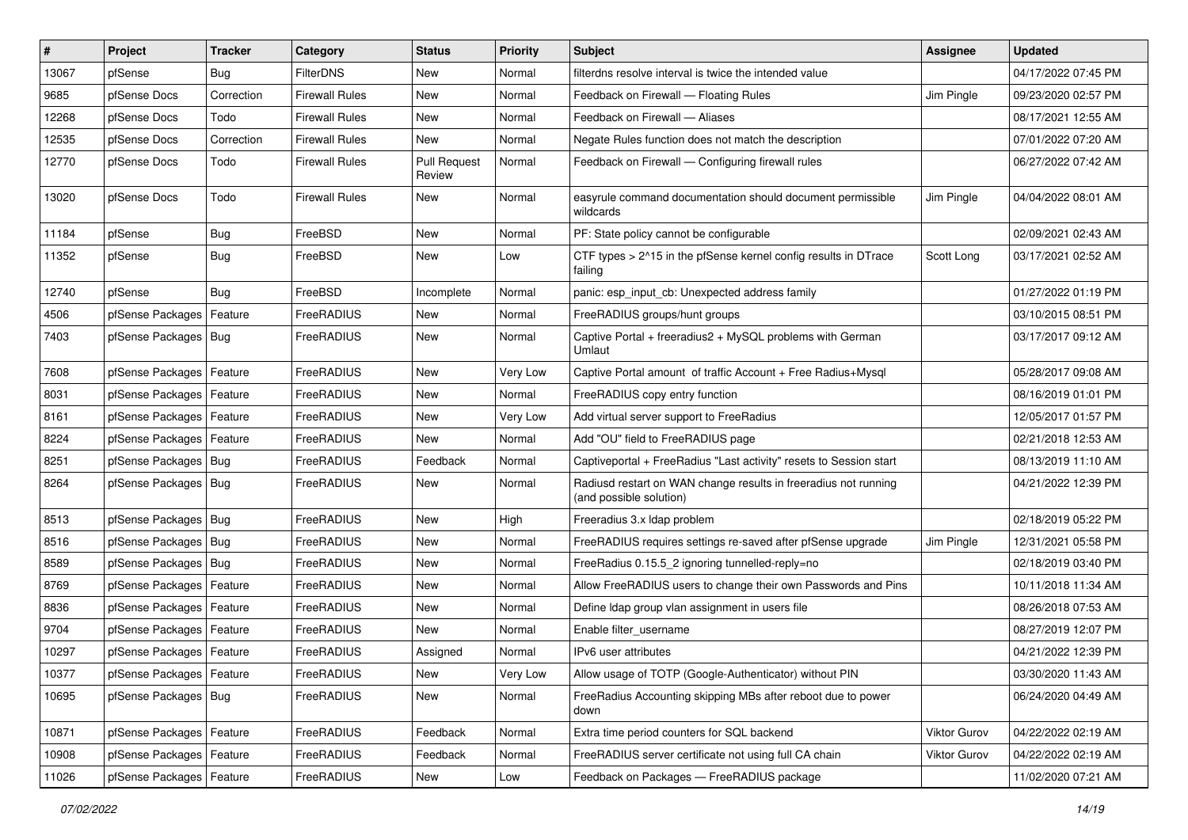| # | Project | Tracker | Category | Status | Priority | Subject | Assignee | Updated |
|---|---|---|---|---|---|---|---|---|
| 13067 | pfSense | Bug | FilterDNS | New | Normal | filterdns resolve interval is twice the intended value | | 04/17/2022 07:45 PM |
| 9685 | pfSense Docs | Correction | Firewall Rules | New | Normal | Feedback on Firewall — Floating Rules | Jim Pingle | 09/23/2020 02:57 PM |
| 12268 | pfSense Docs | Todo | Firewall Rules | New | Normal | Feedback on Firewall — Aliases | | 08/17/2021 12:55 AM |
| 12535 | pfSense Docs | Correction | Firewall Rules | New | Normal | Negate Rules function does not match the description | | 07/01/2022 07:20 AM |
| 12770 | pfSense Docs | Todo | Firewall Rules | Pull Request Review | Normal | Feedback on Firewall — Configuring firewall rules | | 06/27/2022 07:42 AM |
| 13020 | pfSense Docs | Todo | Firewall Rules | New | Normal | easyrule command documentation should document permissible wildcards | Jim Pingle | 04/04/2022 08:01 AM |
| 11184 | pfSense | Bug | FreeBSD | New | Normal | PF: State policy cannot be configurable | | 02/09/2021 02:43 AM |
| 11352 | pfSense | Bug | FreeBSD | New | Low | CTF types > 2^15 in the pfSense kernel config results in DTrace failing | Scott Long | 03/17/2021 02:52 AM |
| 12740 | pfSense | Bug | FreeBSD | Incomplete | Normal | panic: esp_input_cb: Unexpected address family | | 01/27/2022 01:19 PM |
| 4506 | pfSense Packages | Feature | FreeRADIUS | New | Normal | FreeRADIUS groups/hunt groups | | 03/10/2015 08:51 PM |
| 7403 | pfSense Packages | Bug | FreeRADIUS | New | Normal | Captive Portal + freeradius2 + MySQL problems with German Umlaut | | 03/17/2017 09:12 AM |
| 7608 | pfSense Packages | Feature | FreeRADIUS | New | Very Low | Captive Portal amount of traffic Account + Free Radius+Mysql | | 05/28/2017 09:08 AM |
| 8031 | pfSense Packages | Feature | FreeRADIUS | New | Normal | FreeRADIUS copy entry function | | 08/16/2019 01:01 PM |
| 8161 | pfSense Packages | Feature | FreeRADIUS | New | Very Low | Add virtual server support to FreeRadius | | 12/05/2017 01:57 PM |
| 8224 | pfSense Packages | Feature | FreeRADIUS | New | Normal | Add "OU" field to FreeRADIUS page | | 02/21/2018 12:53 AM |
| 8251 | pfSense Packages | Bug | FreeRADIUS | Feedback | Normal | Captiveportal + FreeRadius "Last activity" resets to Session start | | 08/13/2019 11:10 AM |
| 8264 | pfSense Packages | Bug | FreeRADIUS | New | Normal | Radiusd restart on WAN change results in freeradius not running (and possible solution) | | 04/21/2022 12:39 PM |
| 8513 | pfSense Packages | Bug | FreeRADIUS | New | High | Freeradius 3.x ldap problem | | 02/18/2019 05:22 PM |
| 8516 | pfSense Packages | Bug | FreeRADIUS | New | Normal | FreeRADIUS requires settings re-saved after pfSense upgrade | Jim Pingle | 12/31/2021 05:58 PM |
| 8589 | pfSense Packages | Bug | FreeRADIUS | New | Normal | FreeRadius 0.15.5_2 ignoring tunnelled-reply=no | | 02/18/2019 03:40 PM |
| 8769 | pfSense Packages | Feature | FreeRADIUS | New | Normal | Allow FreeRADIUS users to change their own Passwords and Pins | | 10/11/2018 11:34 AM |
| 8836 | pfSense Packages | Feature | FreeRADIUS | New | Normal | Define ldap group vlan assignment in users file | | 08/26/2018 07:53 AM |
| 9704 | pfSense Packages | Feature | FreeRADIUS | New | Normal | Enable filter_username | | 08/27/2019 12:07 PM |
| 10297 | pfSense Packages | Feature | FreeRADIUS | Assigned | Normal | IPv6 user attributes | | 04/21/2022 12:39 PM |
| 10377 | pfSense Packages | Feature | FreeRADIUS | New | Very Low | Allow usage of TOTP (Google-Authenticator) without PIN | | 03/30/2020 11:43 AM |
| 10695 | pfSense Packages | Bug | FreeRADIUS | New | Normal | FreeRadius Accounting skipping MBs after reboot due to power down | | 06/24/2020 04:49 AM |
| 10871 | pfSense Packages | Feature | FreeRADIUS | Feedback | Normal | Extra time period counters for SQL backend | Viktor Gurov | 04/22/2022 02:19 AM |
| 10908 | pfSense Packages | Feature | FreeRADIUS | Feedback | Normal | FreeRADIUS server certificate not using full CA chain | Viktor Gurov | 04/22/2022 02:19 AM |
| 11026 | pfSense Packages | Feature | FreeRADIUS | New | Low | Feedback on Packages — FreeRADIUS package | | 11/02/2020 07:21 AM |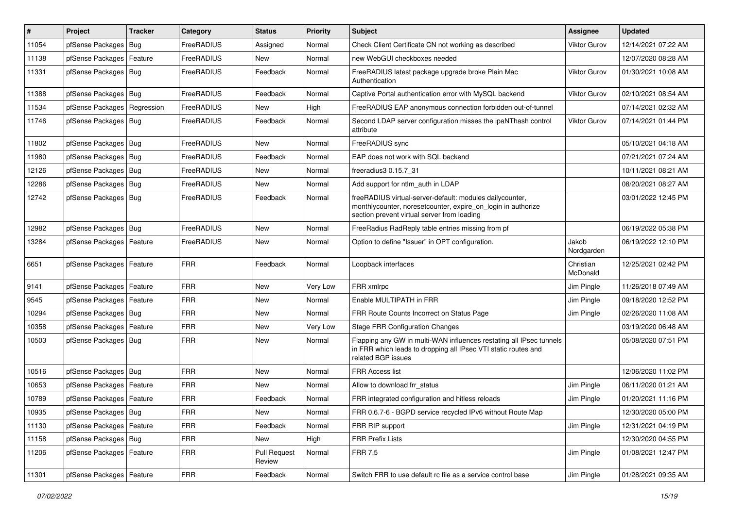| # | Project | Tracker | Category | Status | Priority | Subject | Assignee | Updated |
|---|---|---|---|---|---|---|---|---|
| 11054 | pfSense Packages | Bug | FreeRADIUS | Assigned | Normal | Check Client Certificate CN not working as described | Viktor Gurov | 12/14/2021 07:22 AM |
| 11138 | pfSense Packages | Feature | FreeRADIUS | New | Normal | new WebGUI checkboxes needed | | 12/07/2020 08:28 AM |
| 11331 | pfSense Packages | Bug | FreeRADIUS | Feedback | Normal | FreeRADIUS latest package upgrade broke Plain Mac Authentication | Viktor Gurov | 01/30/2021 10:08 AM |
| 11388 | pfSense Packages | Bug | FreeRADIUS | Feedback | Normal | Captive Portal authentication error with MySQL backend | Viktor Gurov | 02/10/2021 08:54 AM |
| 11534 | pfSense Packages | Regression | FreeRADIUS | New | High | FreeRADIUS EAP anonymous connection forbidden out-of-tunnel | | 07/14/2021 02:32 AM |
| 11746 | pfSense Packages | Bug | FreeRADIUS | Feedback | Normal | Second LDAP server configuration misses the ipaNThash control attribute | Viktor Gurov | 07/14/2021 01:44 PM |
| 11802 | pfSense Packages | Bug | FreeRADIUS | New | Normal | FreeRADIUS sync | | 05/10/2021 04:18 AM |
| 11980 | pfSense Packages | Bug | FreeRADIUS | Feedback | Normal | EAP does not work with SQL backend | | 07/21/2021 07:24 AM |
| 12126 | pfSense Packages | Bug | FreeRADIUS | New | Normal | freeradius3 0.15.7_31 | | 10/11/2021 08:21 AM |
| 12286 | pfSense Packages | Bug | FreeRADIUS | New | Normal | Add support for ntlm_auth in LDAP | | 08/20/2021 08:27 AM |
| 12742 | pfSense Packages | Bug | FreeRADIUS | Feedback | Normal | freeRADIUS virtual-server-default: modules dailycounter, monthlycounter, noresetcounter, expire_on_login in authorize section prevent virtual server from loading | | 03/01/2022 12:45 PM |
| 12982 | pfSense Packages | Bug | FreeRADIUS | New | Normal | FreeRadius RadReply table entries missing from pf | | 06/19/2022 05:38 PM |
| 13284 | pfSense Packages | Feature | FreeRADIUS | New | Normal | Option to define "Issuer" in OPT configuration. | Jakob Nordgarden | 06/19/2022 12:10 PM |
| 6651 | pfSense Packages | Feature | FRR | Feedback | Normal | Loopback interfaces | Christian McDonald | 12/25/2021 02:42 PM |
| 9141 | pfSense Packages | Feature | FRR | New | Very Low | FRR xmlrpc | Jim Pingle | 11/26/2018 07:49 AM |
| 9545 | pfSense Packages | Feature | FRR | New | Normal | Enable MULTIPATH in FRR | Jim Pingle | 09/18/2020 12:52 PM |
| 10294 | pfSense Packages | Bug | FRR | New | Normal | FRR Route Counts Incorrect on Status Page | Jim Pingle | 02/26/2020 11:08 AM |
| 10358 | pfSense Packages | Feature | FRR | New | Very Low | Stage FRR Configuration Changes | | 03/19/2020 06:48 AM |
| 10503 | pfSense Packages | Bug | FRR | New | Normal | Flapping any GW in multi-WAN influences restating all IPsec tunnels in FRR which leads to dropping all IPsec VTI static routes and related BGP issues | | 05/08/2020 07:51 PM |
| 10516 | pfSense Packages | Bug | FRR | New | Normal | FRR Access list | | 12/06/2020 11:02 PM |
| 10653 | pfSense Packages | Feature | FRR | New | Normal | Allow to download frr_status | Jim Pingle | 06/11/2020 01:21 AM |
| 10789 | pfSense Packages | Feature | FRR | Feedback | Normal | FRR integrated configuration and hitless reloads | Jim Pingle | 01/20/2021 11:16 PM |
| 10935 | pfSense Packages | Bug | FRR | New | Normal | FRR 0.6.7-6 - BGPD service recycled IPv6 without Route Map | | 12/30/2020 05:00 PM |
| 11130 | pfSense Packages | Feature | FRR | Feedback | Normal | FRR RIP support | Jim Pingle | 12/31/2021 04:19 PM |
| 11158 | pfSense Packages | Bug | FRR | New | High | FRR Prefix Lists | | 12/30/2020 04:55 PM |
| 11206 | pfSense Packages | Feature | FRR | Pull Request Review | Normal | FRR 7.5 | Jim Pingle | 01/08/2021 12:47 PM |
| 11301 | pfSense Packages | Feature | FRR | Feedback | Normal | Switch FRR to use default rc file as a service control base | Jim Pingle | 01/28/2021 09:35 AM |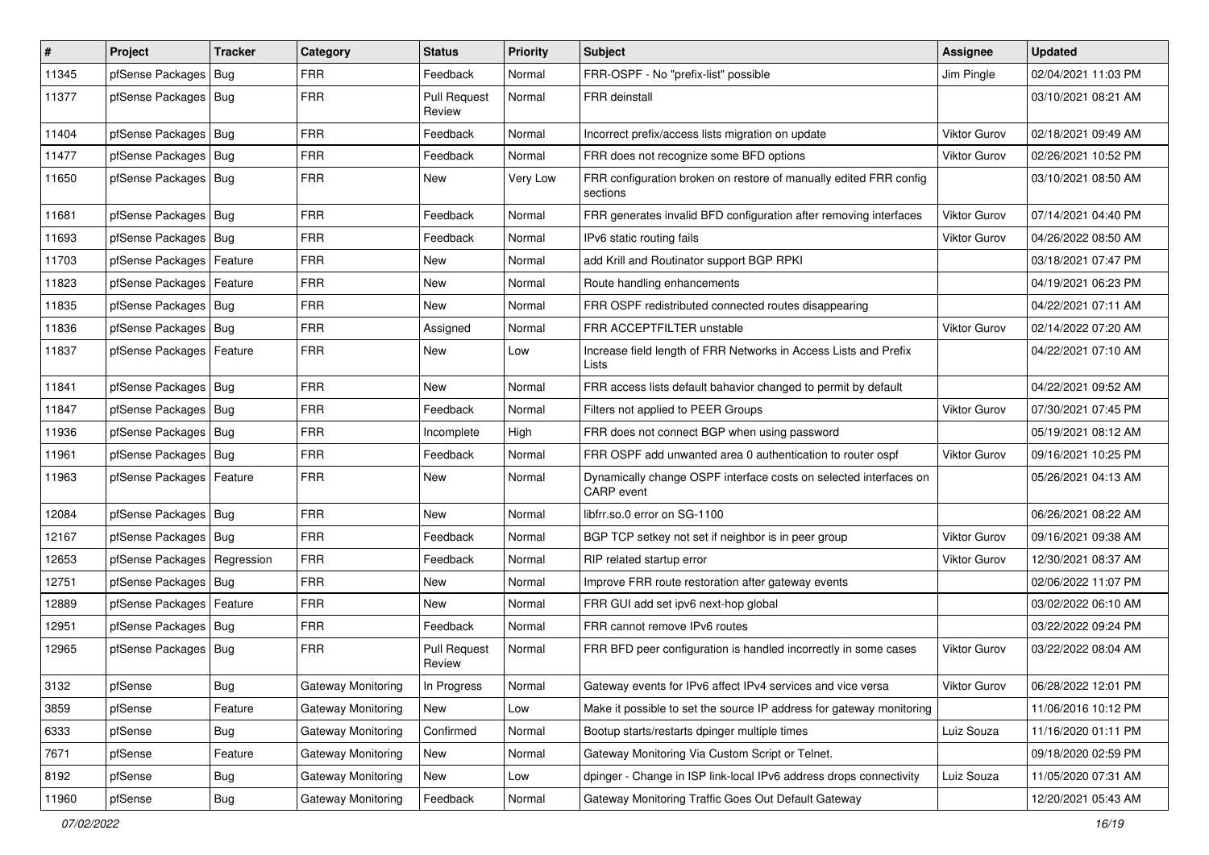| # | Project | Tracker | Category | Status | Priority | Subject | Assignee | Updated |
|---|---|---|---|---|---|---|---|---|
| 11345 | pfSense Packages | Bug | FRR | Feedback | Normal | FRR-OSPF - No "prefix-list" possible | Jim Pingle | 02/04/2021 11:03 PM |
| 11377 | pfSense Packages | Bug | FRR | Pull Request Review | Normal | FRR deinstall | | 03/10/2021 08:21 AM |
| 11404 | pfSense Packages | Bug | FRR | Feedback | Normal | Incorrect prefix/access lists migration on update | Viktor Gurov | 02/18/2021 09:49 AM |
| 11477 | pfSense Packages | Bug | FRR | Feedback | Normal | FRR does not recognize some BFD options | Viktor Gurov | 02/26/2021 10:52 PM |
| 11650 | pfSense Packages | Bug | FRR | New | Very Low | FRR configuration broken on restore of manually edited FRR config sections | | 03/10/2021 08:50 AM |
| 11681 | pfSense Packages | Bug | FRR | Feedback | Normal | FRR generates invalid BFD configuration after removing interfaces | Viktor Gurov | 07/14/2021 04:40 PM |
| 11693 | pfSense Packages | Bug | FRR | Feedback | Normal | IPv6 static routing fails | Viktor Gurov | 04/26/2022 08:50 AM |
| 11703 | pfSense Packages | Feature | FRR | New | Normal | add Krill and Routinator support BGP RPKI | | 03/18/2021 07:47 PM |
| 11823 | pfSense Packages | Feature | FRR | New | Normal | Route handling enhancements | | 04/19/2021 06:23 PM |
| 11835 | pfSense Packages | Bug | FRR | New | Normal | FRR OSPF redistributed connected routes disappearing | | 04/22/2021 07:11 AM |
| 11836 | pfSense Packages | Bug | FRR | Assigned | Normal | FRR ACCEPTFILTER unstable | Viktor Gurov | 02/14/2022 07:20 AM |
| 11837 | pfSense Packages | Feature | FRR | New | Low | Increase field length of FRR Networks in Access Lists and Prefix Lists | | 04/22/2021 07:10 AM |
| 11841 | pfSense Packages | Bug | FRR | New | Normal | FRR access lists default bahavior changed to permit by default | | 04/22/2021 09:52 AM |
| 11847 | pfSense Packages | Bug | FRR | Feedback | Normal | Filters not applied to PEER Groups | Viktor Gurov | 07/30/2021 07:45 PM |
| 11936 | pfSense Packages | Bug | FRR | Incomplete | High | FRR does not connect BGP when using password | | 05/19/2021 08:12 AM |
| 11961 | pfSense Packages | Bug | FRR | Feedback | Normal | FRR OSPF add unwanted area 0 authentication to router ospf | Viktor Gurov | 09/16/2021 10:25 PM |
| 11963 | pfSense Packages | Feature | FRR | New | Normal | Dynamically change OSPF interface costs on selected interfaces on CARP event | | 05/26/2021 04:13 AM |
| 12084 | pfSense Packages | Bug | FRR | New | Normal | libfrr.so.0 error on SG-1100 | | 06/26/2021 08:22 AM |
| 12167 | pfSense Packages | Bug | FRR | Feedback | Normal | BGP TCP setkey not set if neighbor is in peer group | Viktor Gurov | 09/16/2021 09:38 AM |
| 12653 | pfSense Packages | Regression | FRR | Feedback | Normal | RIP related startup error | Viktor Gurov | 12/30/2021 08:37 AM |
| 12751 | pfSense Packages | Bug | FRR | New | Normal | Improve FRR route restoration after gateway events | | 02/06/2022 11:07 PM |
| 12889 | pfSense Packages | Feature | FRR | New | Normal | FRR GUI add set ipv6 next-hop global | | 03/02/2022 06:10 AM |
| 12951 | pfSense Packages | Bug | FRR | Feedback | Normal | FRR cannot remove IPv6 routes | | 03/22/2022 09:24 PM |
| 12965 | pfSense Packages | Bug | FRR | Pull Request Review | Normal | FRR BFD peer configuration is handled incorrectly in some cases | Viktor Gurov | 03/22/2022 08:04 AM |
| 3132 | pfSense | Bug | Gateway Monitoring | In Progress | Normal | Gateway events for IPv6 affect IPv4 services and vice versa | Viktor Gurov | 06/28/2022 12:01 PM |
| 3859 | pfSense | Feature | Gateway Monitoring | New | Low | Make it possible to set the source IP address for gateway monitoring | | 11/06/2016 10:12 PM |
| 6333 | pfSense | Bug | Gateway Monitoring | Confirmed | Normal | Bootup starts/restarts dpinger multiple times | Luiz Souza | 11/16/2020 01:11 PM |
| 7671 | pfSense | Feature | Gateway Monitoring | New | Normal | Gateway Monitoring Via Custom Script or Telnet. | | 09/18/2020 02:59 PM |
| 8192 | pfSense | Bug | Gateway Monitoring | New | Low | dpinger - Change in ISP link-local IPv6 address drops connectivity | Luiz Souza | 11/05/2020 07:31 AM |
| 11960 | pfSense | Bug | Gateway Monitoring | Feedback | Normal | Gateway Monitoring Traffic Goes Out Default Gateway | | 12/20/2021 05:43 AM |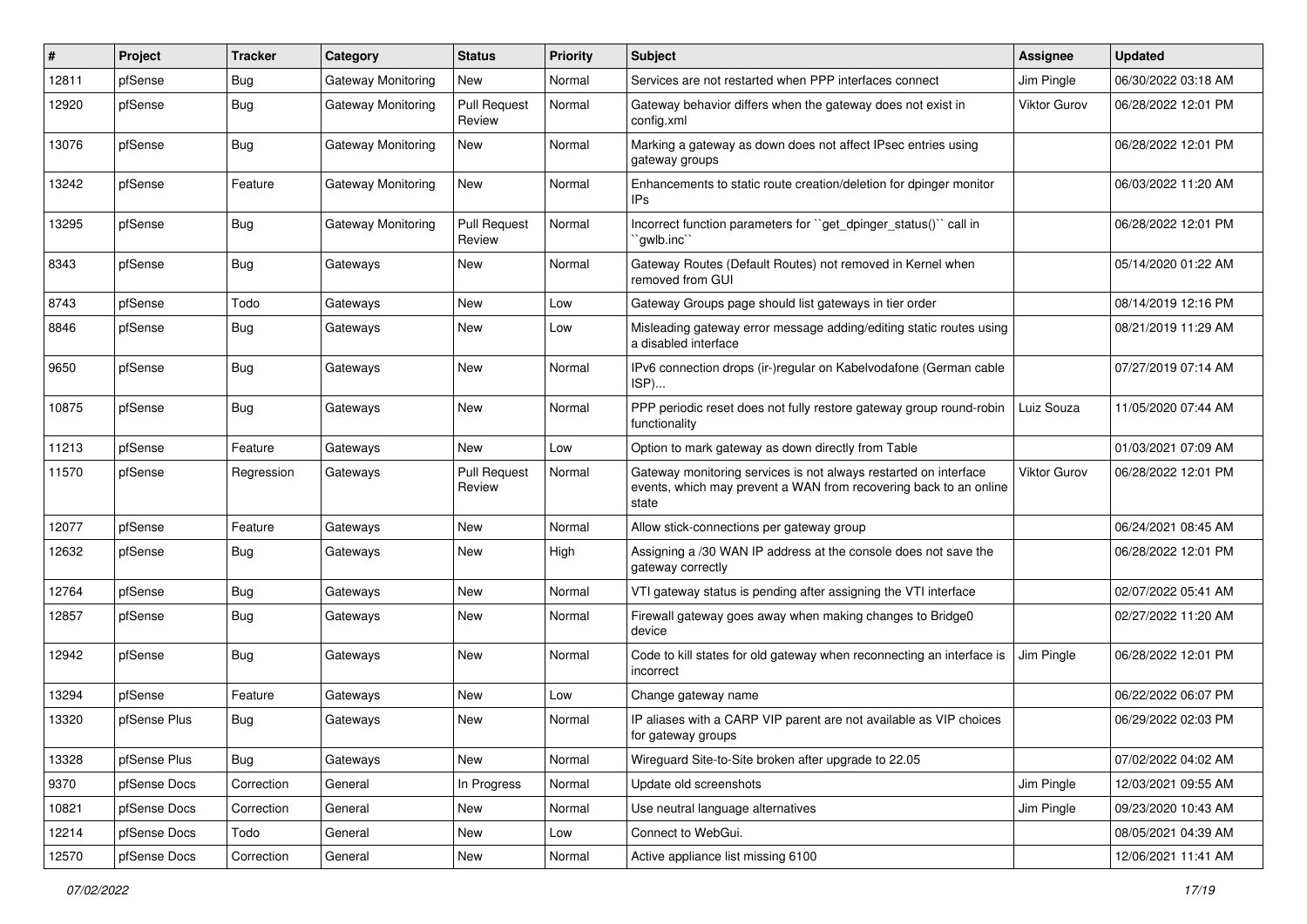| # | Project | Tracker | Category | Status | Priority | Subject | Assignee | Updated |
|---|---|---|---|---|---|---|---|---|
| 12811 | pfSense | Bug | Gateway Monitoring | New | Normal | Services are not restarted when PPP interfaces connect | Jim Pingle | 06/30/2022 03:18 AM |
| 12920 | pfSense | Bug | Gateway Monitoring | Pull Request Review | Normal | Gateway behavior differs when the gateway does not exist in config.xml | Viktor Gurov | 06/28/2022 12:01 PM |
| 13076 | pfSense | Bug | Gateway Monitoring | New | Normal | Marking a gateway as down does not affect IPsec entries using gateway groups | | 06/28/2022 12:01 PM |
| 13242 | pfSense | Feature | Gateway Monitoring | New | Normal | Enhancements to static route creation/deletion for dpinger monitor IPs | | 06/03/2022 11:20 AM |
| 13295 | pfSense | Bug | Gateway Monitoring | Pull Request Review | Normal | Incorrect function parameters for ``get_dpinger_status()`` call in ``gwlb.inc`` | | 06/28/2022 12:01 PM |
| 8343 | pfSense | Bug | Gateways | New | Normal | Gateway Routes (Default Routes) not removed in Kernel when removed from GUI | | 05/14/2020 01:22 AM |
| 8743 | pfSense | Todo | Gateways | New | Low | Gateway Groups page should list gateways in tier order | | 08/14/2019 12:16 PM |
| 8846 | pfSense | Bug | Gateways | New | Low | Misleading gateway error message adding/editing static routes using a disabled interface | | 08/21/2019 11:29 AM |
| 9650 | pfSense | Bug | Gateways | New | Normal | IPv6 connection drops (ir-)regular on Kabelvodafone (German cable ISP)... | | 07/27/2019 07:14 AM |
| 10875 | pfSense | Bug | Gateways | New | Normal | PPP periodic reset does not fully restore gateway group round-robin functionality | Luiz Souza | 11/05/2020 07:44 AM |
| 11213 | pfSense | Feature | Gateways | New | Low | Option to mark gateway as down directly from Table | | 01/03/2021 07:09 AM |
| 11570 | pfSense | Regression | Gateways | Pull Request Review | Normal | Gateway monitoring services is not always restarted on interface events, which may prevent a WAN from recovering back to an online state | Viktor Gurov | 06/28/2022 12:01 PM |
| 12077 | pfSense | Feature | Gateways | New | Normal | Allow stick-connections per gateway group | | 06/24/2021 08:45 AM |
| 12632 | pfSense | Bug | Gateways | New | High | Assigning a /30 WAN IP address at the console does not save the gateway correctly | | 06/28/2022 12:01 PM |
| 12764 | pfSense | Bug | Gateways | New | Normal | VTI gateway status is pending after assigning the VTI interface | | 02/07/2022 05:41 AM |
| 12857 | pfSense | Bug | Gateways | New | Normal | Firewall gateway goes away when making changes to Bridge0 device | | 02/27/2022 11:20 AM |
| 12942 | pfSense | Bug | Gateways | New | Normal | Code to kill states for old gateway when reconnecting an interface is incorrect | Jim Pingle | 06/28/2022 12:01 PM |
| 13294 | pfSense | Feature | Gateways | New | Low | Change gateway name | | 06/22/2022 06:07 PM |
| 13320 | pfSense Plus | Bug | Gateways | New | Normal | IP aliases with a CARP VIP parent are not available as VIP choices for gateway groups | | 06/29/2022 02:03 PM |
| 13328 | pfSense Plus | Bug | Gateways | New | Normal | Wireguard Site-to-Site broken after upgrade to 22.05 | | 07/02/2022 04:02 AM |
| 9370 | pfSense Docs | Correction | General | In Progress | Normal | Update old screenshots | Jim Pingle | 12/03/2021 09:55 AM |
| 10821 | pfSense Docs | Correction | General | New | Normal | Use neutral language alternatives | Jim Pingle | 09/23/2020 10:43 AM |
| 12214 | pfSense Docs | Todo | General | New | Low | Connect to WebGui. | | 08/05/2021 04:39 AM |
| 12570 | pfSense Docs | Correction | General | New | Normal | Active appliance list missing 6100 | | 12/06/2021 11:41 AM |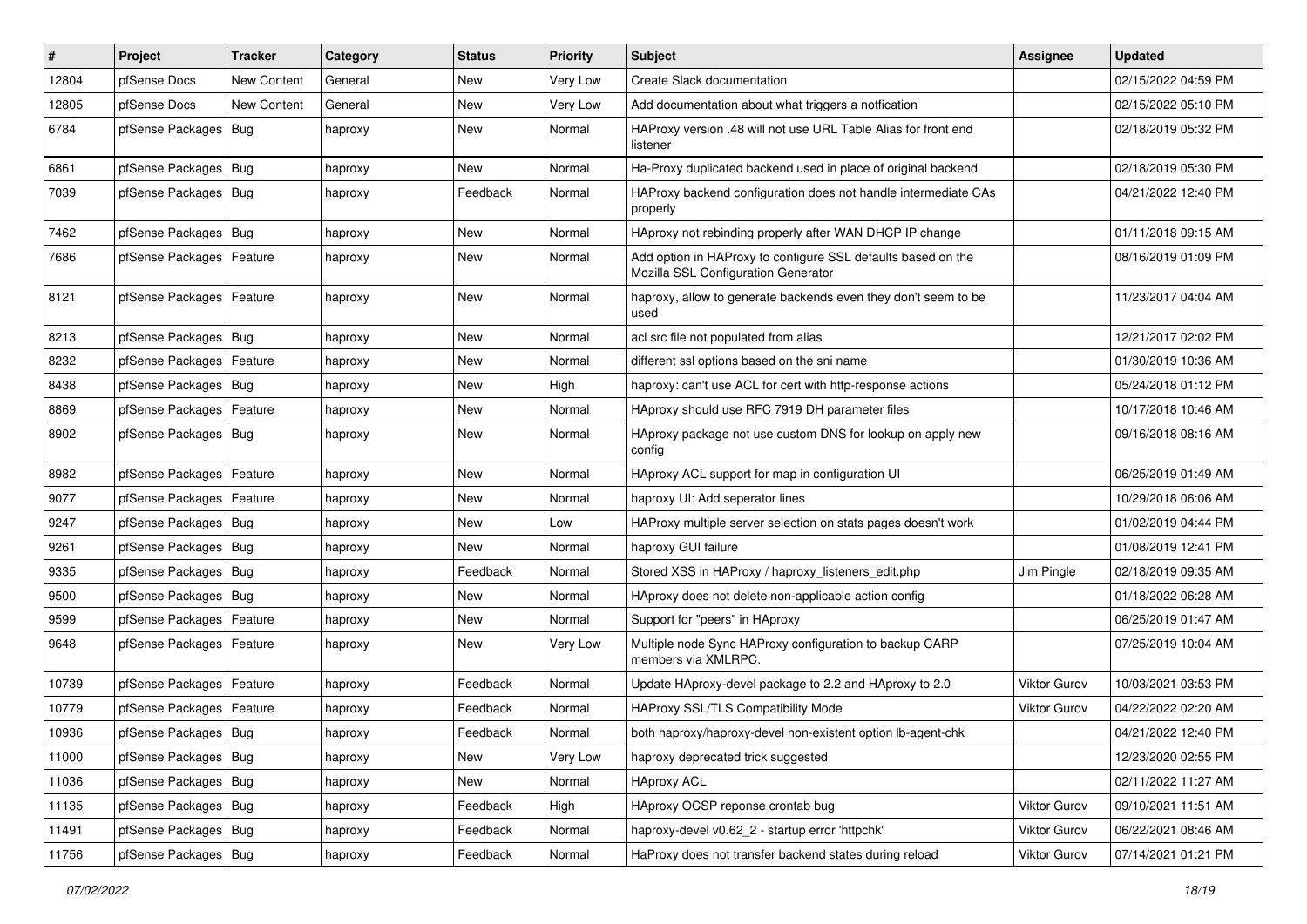| # | Project | Tracker | Category | Status | Priority | Subject | Assignee | Updated |
|---|---|---|---|---|---|---|---|---|
| 12804 | pfSense Docs | New Content | General | New | Very Low | Create Slack documentation | | 02/15/2022 04:59 PM |
| 12805 | pfSense Docs | New Content | General | New | Very Low | Add documentation about what triggers a notfication | | 02/15/2022 05:10 PM |
| 6784 | pfSense Packages | Bug | haproxy | New | Normal | HAProxy version .48 will not use URL Table Alias for front end listener | | 02/18/2019 05:32 PM |
| 6861 | pfSense Packages | Bug | haproxy | New | Normal | Ha-Proxy duplicated backend used in place of original backend | | 02/18/2019 05:30 PM |
| 7039 | pfSense Packages | Bug | haproxy | Feedback | Normal | HAProxy backend configuration does not handle intermediate CAs properly | | 04/21/2022 12:40 PM |
| 7462 | pfSense Packages | Bug | haproxy | New | Normal | HAproxy not rebinding properly after WAN DHCP IP change | | 01/11/2018 09:15 AM |
| 7686 | pfSense Packages | Feature | haproxy | New | Normal | Add option in HAProxy to configure SSL defaults based on the Mozilla SSL Configuration Generator | | 08/16/2019 01:09 PM |
| 8121 | pfSense Packages | Feature | haproxy | New | Normal | haproxy, allow to generate backends even they don't seem to be used | | 11/23/2017 04:04 AM |
| 8213 | pfSense Packages | Bug | haproxy | New | Normal | acl src file not populated from alias | | 12/21/2017 02:02 PM |
| 8232 | pfSense Packages | Feature | haproxy | New | Normal | different ssl options based on the sni name | | 01/30/2019 10:36 AM |
| 8438 | pfSense Packages | Bug | haproxy | New | High | haproxy: can't use ACL for cert with http-response actions | | 05/24/2018 01:12 PM |
| 8869 | pfSense Packages | Feature | haproxy | New | Normal | HAproxy should use RFC 7919 DH parameter files | | 10/17/2018 10:46 AM |
| 8902 | pfSense Packages | Bug | haproxy | New | Normal | HAproxy package not use custom DNS for lookup on apply new config | | 09/16/2018 08:16 AM |
| 8982 | pfSense Packages | Feature | haproxy | New | Normal | HAproxy ACL support for map in configuration UI | | 06/25/2019 01:49 AM |
| 9077 | pfSense Packages | Feature | haproxy | New | Normal | haproxy UI: Add seperator lines | | 10/29/2018 06:06 AM |
| 9247 | pfSense Packages | Bug | haproxy | New | Low | HAProxy multiple server selection on stats pages doesn't work | | 01/02/2019 04:44 PM |
| 9261 | pfSense Packages | Bug | haproxy | New | Normal | haproxy GUI failure | | 01/08/2019 12:41 PM |
| 9335 | pfSense Packages | Bug | haproxy | Feedback | Normal | Stored XSS in HAProxy / haproxy_listeners_edit.php | Jim Pingle | 02/18/2019 09:35 AM |
| 9500 | pfSense Packages | Bug | haproxy | New | Normal | HAproxy does not delete non-applicable action config | | 01/18/2022 06:28 AM |
| 9599 | pfSense Packages | Feature | haproxy | New | Normal | Support for "peers" in HAproxy | | 06/25/2019 01:47 AM |
| 9648 | pfSense Packages | Feature | haproxy | New | Very Low | Multiple node Sync HAProxy configuration to backup CARP members via XMLRPC. | | 07/25/2019 10:04 AM |
| 10739 | pfSense Packages | Feature | haproxy | Feedback | Normal | Update HAproxy-devel package to 2.2 and HAproxy to 2.0 | Viktor Gurov | 10/03/2021 03:53 PM |
| 10779 | pfSense Packages | Feature | haproxy | Feedback | Normal | HAProxy SSL/TLS Compatibility Mode | Viktor Gurov | 04/22/2022 02:20 AM |
| 10936 | pfSense Packages | Bug | haproxy | Feedback | Normal | both haproxy/haproxy-devel non-existent option lb-agent-chk | | 04/21/2022 12:40 PM |
| 11000 | pfSense Packages | Bug | haproxy | New | Very Low | haproxy deprecated trick suggested | | 12/23/2020 02:55 PM |
| 11036 | pfSense Packages | Bug | haproxy | New | Normal | HAproxy ACL | | 02/11/2022 11:27 AM |
| 11135 | pfSense Packages | Bug | haproxy | Feedback | High | HAproxy OCSP reponse crontab bug | Viktor Gurov | 09/10/2021 11:51 AM |
| 11491 | pfSense Packages | Bug | haproxy | Feedback | Normal | haproxy-devel v0.62_2 - startup error 'httpchk' | Viktor Gurov | 06/22/2021 08:46 AM |
| 11756 | pfSense Packages | Bug | haproxy | Feedback | Normal | HaProxy does not transfer backend states during reload | Viktor Gurov | 07/14/2021 01:21 PM |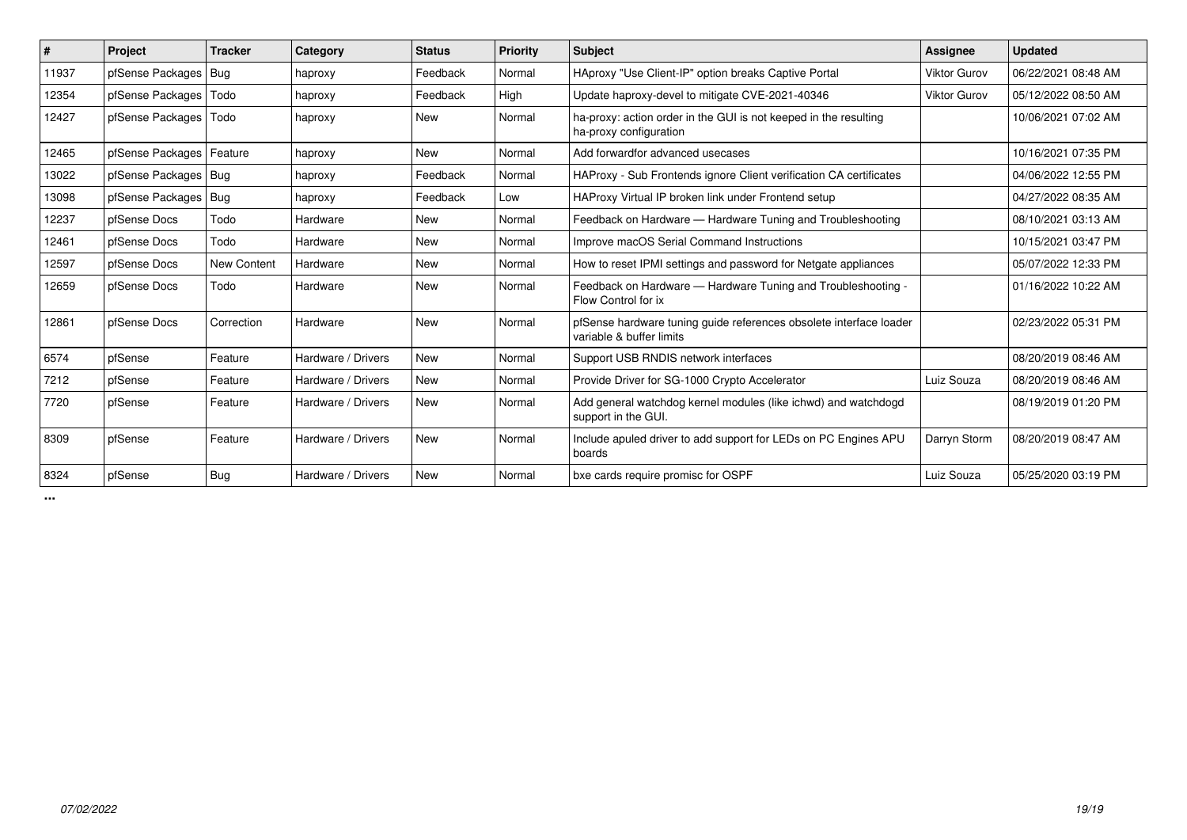| # | Project | Tracker | Category | Status | Priority | Subject | Assignee | Updated |
|---|---|---|---|---|---|---|---|---|
| 11937 | pfSense Packages | Bug | haproxy | Feedback | Normal | HAproxy "Use Client-IP" option breaks Captive Portal | Viktor Gurov | 06/22/2021 08:48 AM |
| 12354 | pfSense Packages | Todo | haproxy | Feedback | High | Update haproxy-devel to mitigate CVE-2021-40346 | Viktor Gurov | 05/12/2022 08:50 AM |
| 12427 | pfSense Packages | Todo | haproxy | New | Normal | ha-proxy: action order in the GUI is not keeped in the resulting ha-proxy configuration | | 10/06/2021 07:02 AM |
| 12465 | pfSense Packages | Feature | haproxy | New | Normal | Add forwardfor advanced usecases | | 10/16/2021 07:35 PM |
| 13022 | pfSense Packages | Bug | haproxy | Feedback | Normal | HAProxy - Sub Frontends ignore Client verification CA certificates | | 04/06/2022 12:55 PM |
| 13098 | pfSense Packages | Bug | haproxy | Feedback | Low | HAProxy Virtual IP broken link under Frontend setup | | 04/27/2022 08:35 AM |
| 12237 | pfSense Docs | Todo | Hardware | New | Normal | Feedback on Hardware — Hardware Tuning and Troubleshooting | | 08/10/2021 03:13 AM |
| 12461 | pfSense Docs | Todo | Hardware | New | Normal | Improve macOS Serial Command Instructions | | 10/15/2021 03:47 PM |
| 12597 | pfSense Docs | New Content | Hardware | New | Normal | How to reset IPMI settings and password for Netgate appliances | | 05/07/2022 12:33 PM |
| 12659 | pfSense Docs | Todo | Hardware | New | Normal | Feedback on Hardware — Hardware Tuning and Troubleshooting - Flow Control for ix | | 01/16/2022 10:22 AM |
| 12861 | pfSense Docs | Correction | Hardware | New | Normal | pfSense hardware tuning guide references obsolete interface loader variable & buffer limits | | 02/23/2022 05:31 PM |
| 6574 | pfSense | Feature | Hardware / Drivers | New | Normal | Support USB RNDIS network interfaces | | 08/20/2019 08:46 AM |
| 7212 | pfSense | Feature | Hardware / Drivers | New | Normal | Provide Driver for SG-1000 Crypto Accelerator | Luiz Souza | 08/20/2019 08:46 AM |
| 7720 | pfSense | Feature | Hardware / Drivers | New | Normal | Add general watchdog kernel modules (like ichwd) and watchdogd support in the GUI. | | 08/19/2019 01:20 PM |
| 8309 | pfSense | Feature | Hardware / Drivers | New | Normal | Include apuled driver to add support for LEDs on PC Engines APU boards | Darryn Storm | 08/20/2019 08:47 AM |
| 8324 | pfSense | Bug | Hardware / Drivers | New | Normal | bxe cards require promisc for OSPF | Luiz Souza | 05/25/2020 03:19 PM |

...